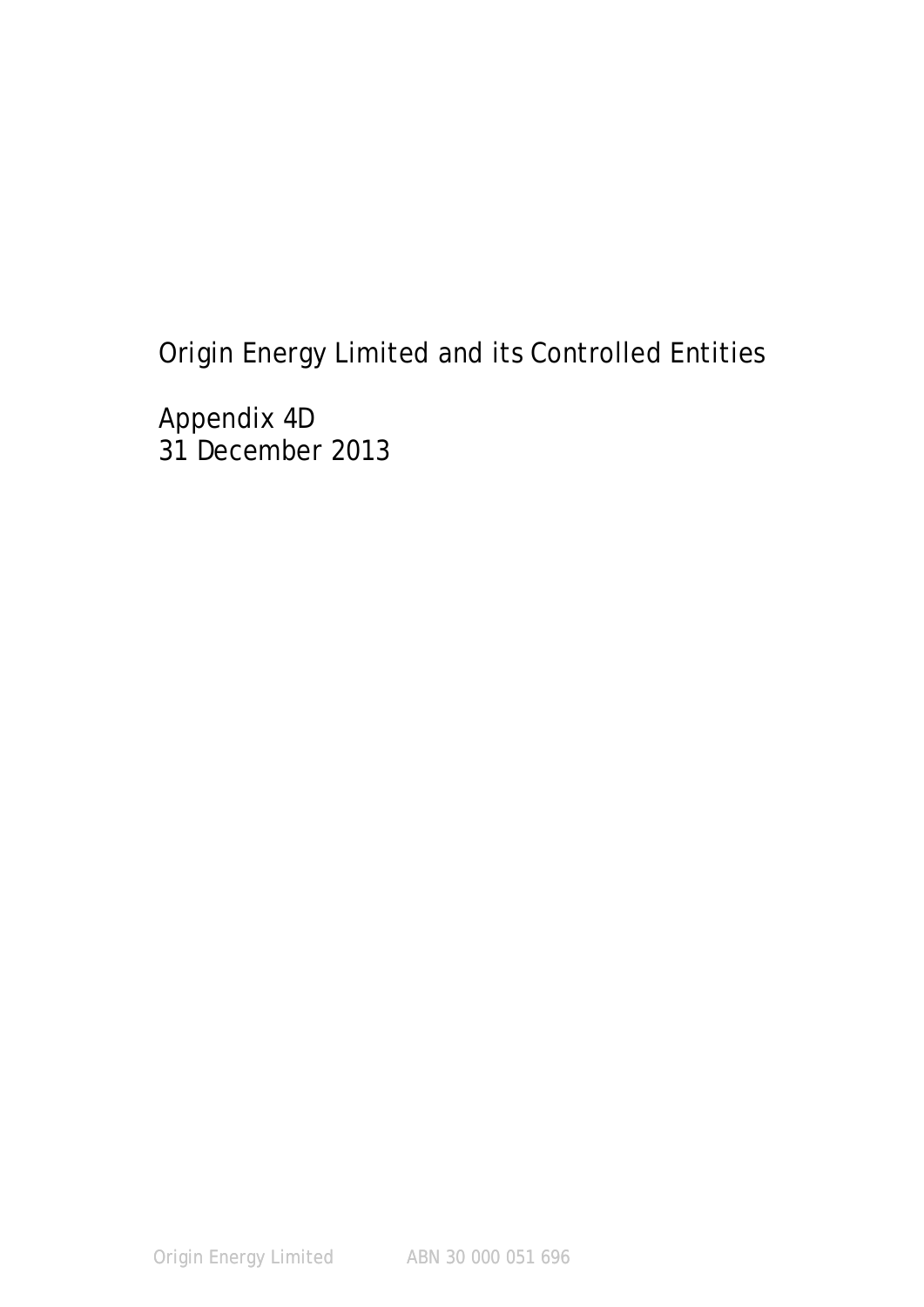# Origin Energy Limited and its Controlled Entities

## Appendix 4D
## 31 December 2013

Origin Energy Limited ABN 30 000 051 696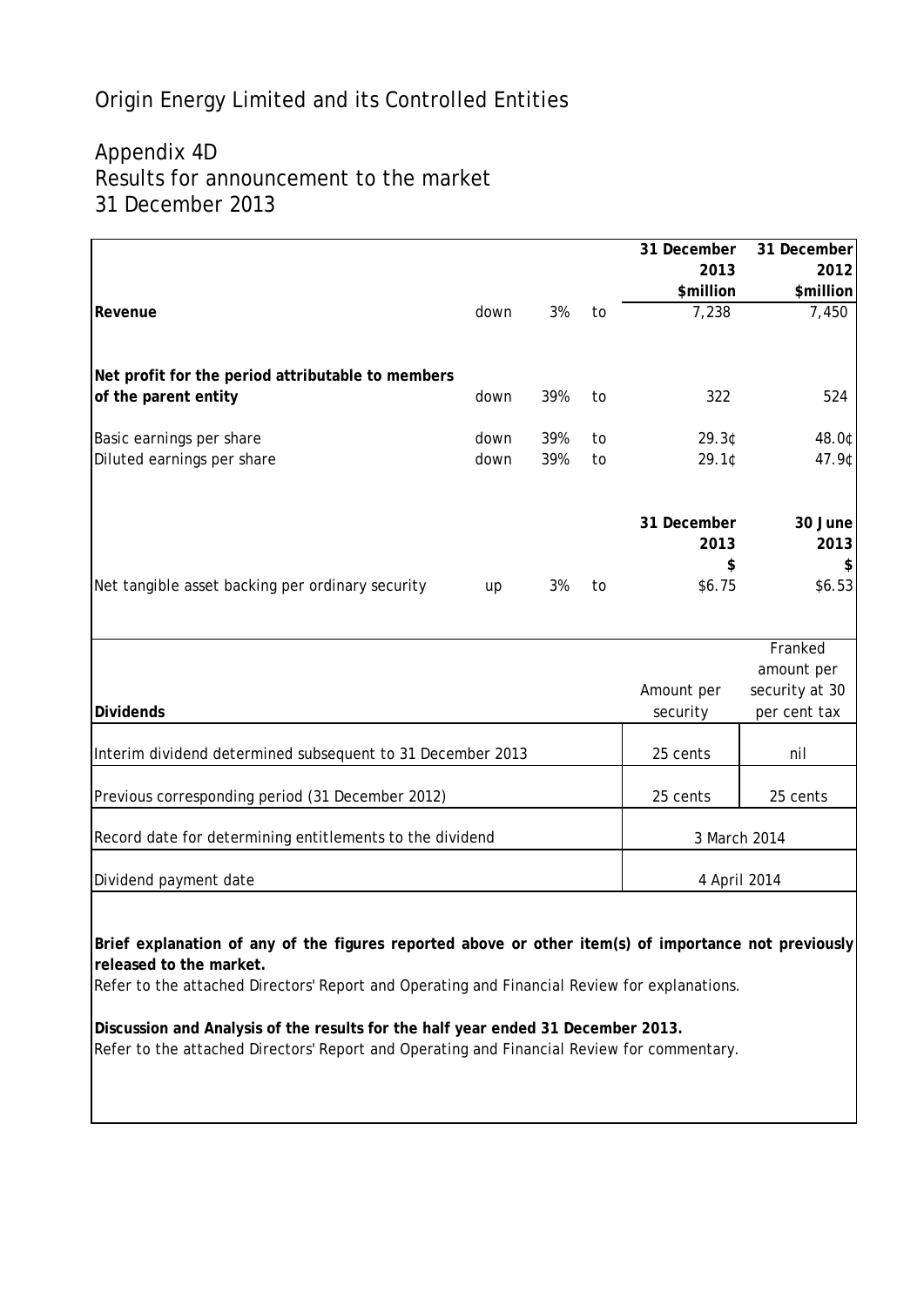# Origin Energy Limited and its Controlled Entities

## Appendix 4D
## Results for announcement to the market
## 31 December 2013

| | | | | 31 December 2013 $million | 31 December 2012 $million |
|---|---|---|---|---|---|
| **Revenue** | down | 3% | to | 7,238 | 7,450 |
| **Net profit for the period attributable to members of the parent entity** | down | 39% | to | 322 | 524 |
| Basic earnings per share | down | 39% | to | 29.3¢ | 48.0¢ |
| Diluted earnings per share | down | 39% | to | 29.1¢ | 47.9¢ |

| | | | | 31 December 2013 $ | 30 June 2013 $ |
|---|---|---|---|---|---|
| Net tangible asset backing per ordinary security | up | 3% | to | $6.75 | $6.53 |

| **Dividends** | Amount per security | Franked amount per security at 30 per cent tax |
|---|---|---|
| Interim dividend determined subsequent to 31 December 2013 | 25 cents | nil |
| Previous corresponding period (31 December 2012) | 25 cents | 25 cents |
| Record date for determining entitlements to the dividend | 3 March 2014 | |
| Dividend payment date | 4 April 2014 | |

**Brief explanation of any of the figures reported above or other item(s) of importance not previously released to the market.**
Refer to the attached Directors' Report and Operating and Financial Review for explanations.

**Discussion and Analysis of the results for the half year ended 31 December 2013.**
Refer to the attached Directors' Report and Operating and Financial Review for commentary.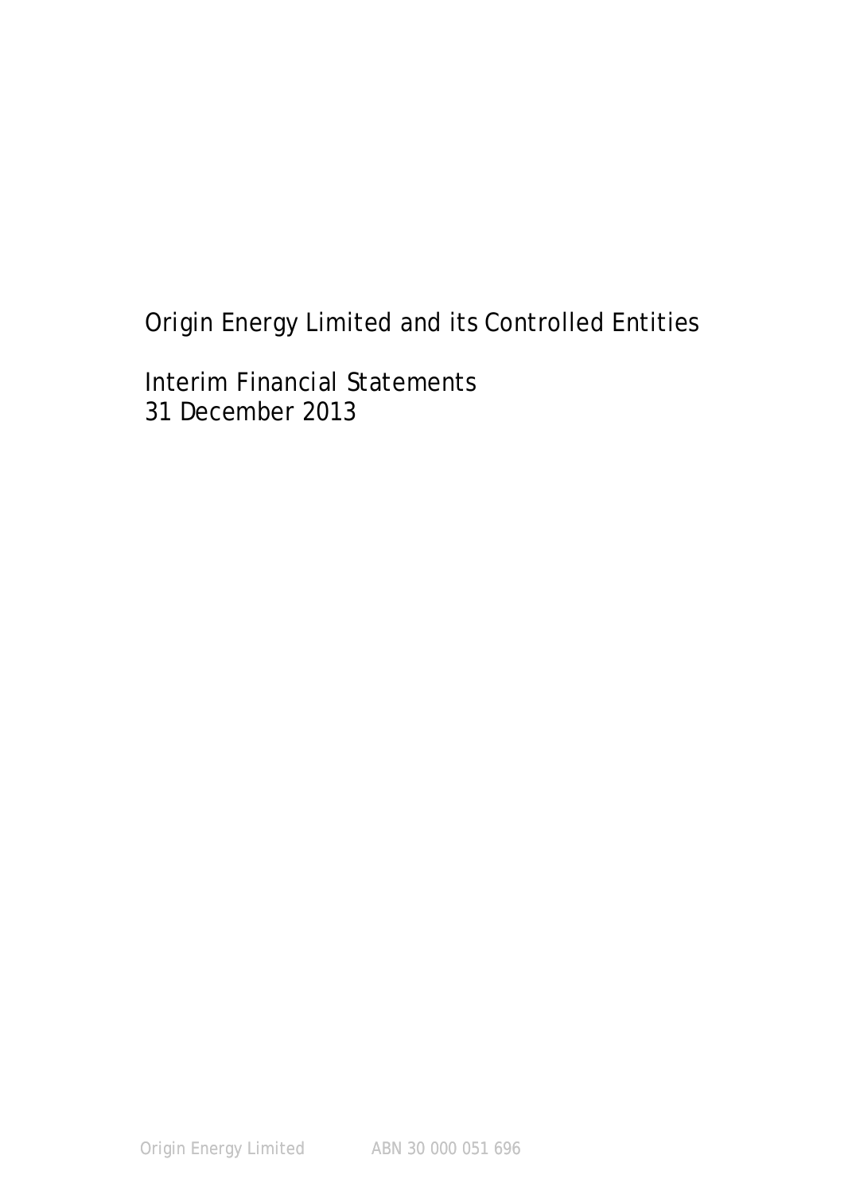# Origin Energy Limited and its Controlled Entities

## Interim Financial Statements
## 31 December 2013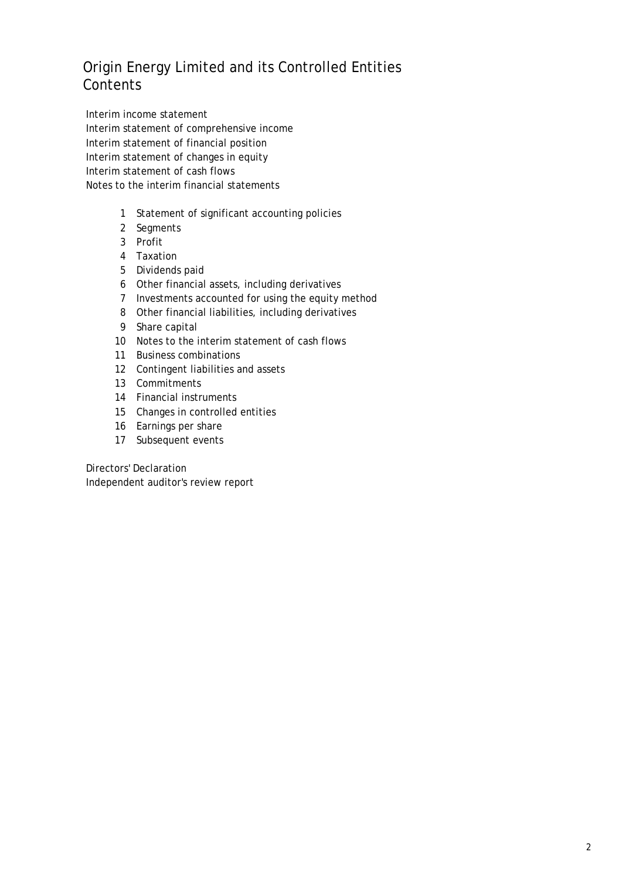# Origin Energy Limited and its Controlled Entities
# Contents

Interim income statement
Interim statement of comprehensive income
Interim statement of financial position
Interim statement of changes in equity
Interim statement of cash flows
Notes to the interim financial statements

1. Statement of significant accounting policies
2. Segments
3. Profit
4. Taxation
5. Dividends paid
6. Other financial assets, including derivatives
7. Investments accounted for using the equity method
8. Other financial liabilities, including derivatives
9. Share capital
10. Notes to the interim statement of cash flows
11. Business combinations
12. Contingent liabilities and assets
13. Commitments
14. Financial instruments
15. Changes in controlled entities
16. Earnings per share
17. Subsequent events

Directors' Declaration
Independent auditor's review report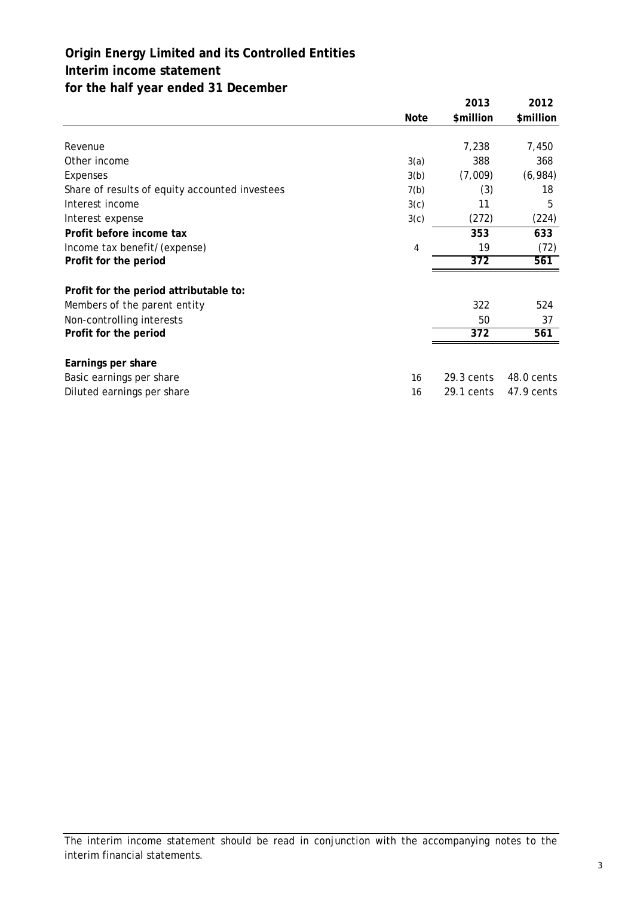# Origin Energy Limited and its Controlled Entities
## Interim income statement
## for the half year ended 31 December

| | Note | 2013 $million | 2012 $million |
|---|---|---|---|
| Revenue | | 7,238 | 7,450 |
| Other income | 3(a) | 388 | 368 |
| Expenses | 3(b) | (7,009) | (6,984) |
| Share of results of equity accounted investees | 7(b) | (3) | 18 |
| Interest income | 3(c) | 11 | 5 |
| Interest expense | 3(c) | (272) | (224) |
| **Profit before income tax** | | **353** | **633** |
| Income tax benefit/(expense) | 4 | 19 | (72) |
| **Profit for the period** | | **372** | **561** |
| | | | |
| **Profit for the period attributable to:** | | | |
| Members of the parent entity | | 322 | 524 |
| Non-controlling interests | | 50 | 37 |
| **Profit for the period** | | **372** | **561** |
| | | | |
| **Earnings per share** | | | |
| Basic earnings per share | 16 | 29.3 cents | 48.0 cents |
| Diluted earnings per share | 16 | 29.1 cents | 47.9 cents |

The interim income statement should be read in conjunction with the accompanying notes to the interim financial statements.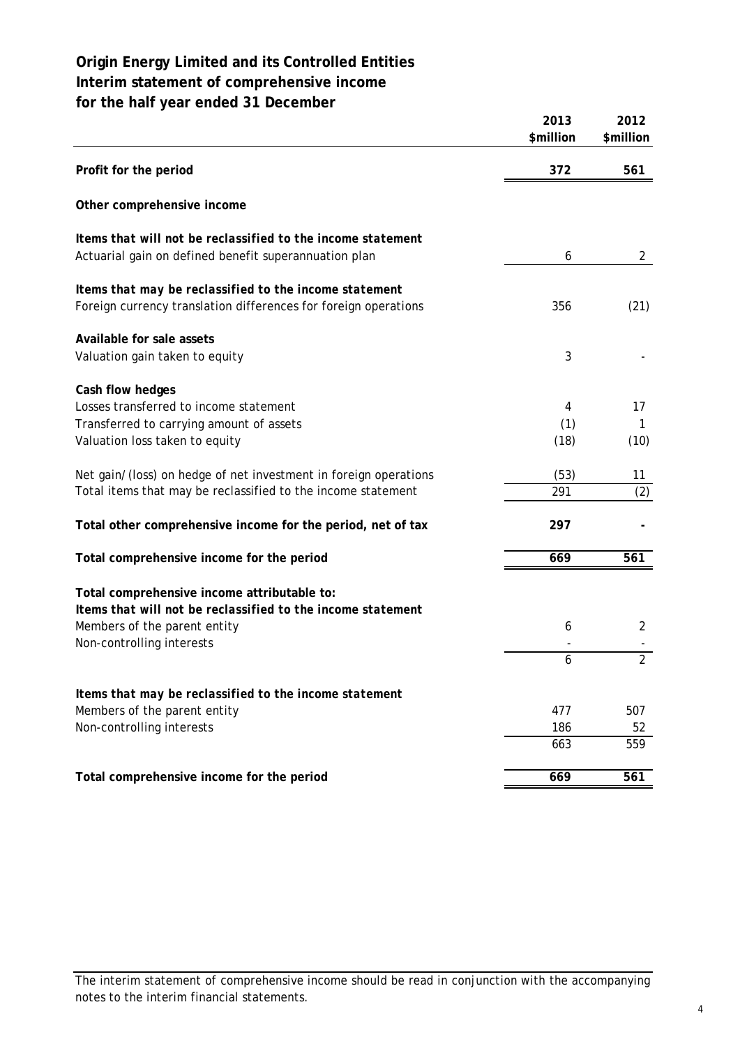# Origin Energy Limited and its Controlled Entities
## Interim statement of comprehensive income
## for the half year ended 31 December

| | 2013 $million | 2012 $million |
|---|---|---|
| **Profit for the period** | **372** | **561** |
| **Other comprehensive income** | | |
| ***Items that will not be reclassified to the income statement*** | | |
| Actuarial gain on defined benefit superannuation plan | 6 | 2 |
| ***Items that may be reclassified to the income statement*** | | |
| Foreign currency translation differences for foreign operations | 356 | (21) |
| **Available for sale assets** | | |
| Valuation gain taken to equity | 3 | - |
| **Cash flow hedges** | | |
| Losses transferred to income statement | 4 | 17 |
| Transferred to carrying amount of assets | (1) | 1 |
| Valuation loss taken to equity | (18) | (10) |
| Net gain/(loss) on hedge of net investment in foreign operations | (53) | 11 |
| Total items that may be reclassified to the income statement | 291 | (2) |
| **Total other comprehensive income for the period, net of tax** | **297** | **-** |
| **Total comprehensive income for the period** | **669** | **561** |
| **Total comprehensive income attributable to:** | | |
| ***Items that will not be reclassified to the income statement*** | | |
| Members of the parent entity | 6 | 2 |
| Non-controlling interests | - | - |
| | 6 | 2 |
| ***Items that may be reclassified to the income statement*** | | |
| Members of the parent entity | 477 | 507 |
| Non-controlling interests | 186 | 52 |
| | 663 | 559 |
| **Total comprehensive income for the period** | **669** | **561** |

The interim statement of comprehensive income should be read in conjunction with the accompanying notes to the interim financial statements.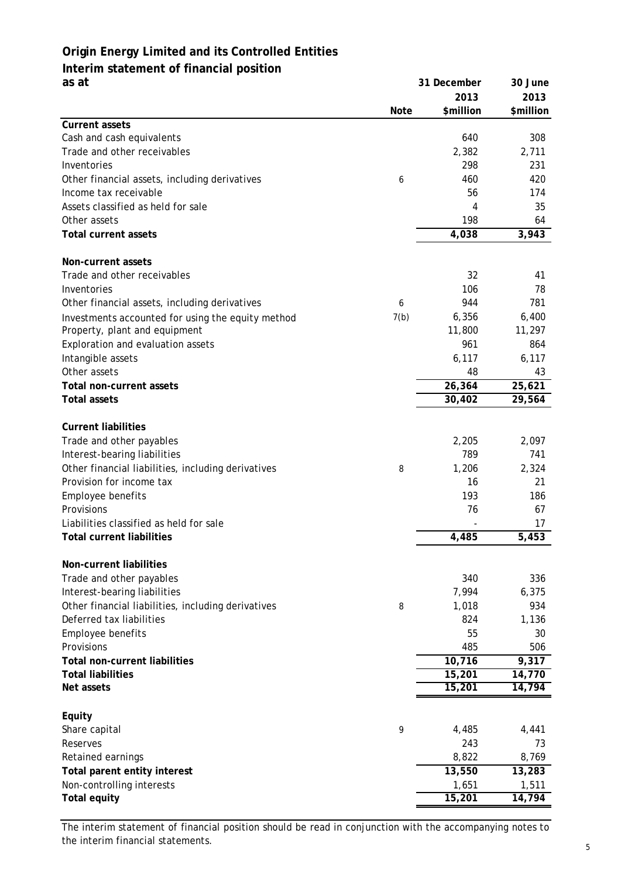## Origin Energy Limited and its Controlled Entities

## Interim statement of financial position

as at

| | Note | 31 December 2013 $million | 30 June 2013 $million |
|---|---|---|---|
| **Current assets** | | | |
| Cash and cash equivalents | | 640 | 308 |
| Trade and other receivables | | 2,382 | 2,711 |
| Inventories | | 298 | 231 |
| Other financial assets, including derivatives | 6 | 460 | 420 |
| Income tax receivable | | 56 | 174 |
| Assets classified as held for sale | | 4 | 35 |
| Other assets | | 198 | 64 |
| **Total current assets** | | **4,038** | **3,943** |
| | | | |
| **Non-current assets** | | | |
| Trade and other receivables | | 32 | 41 |
| Inventories | | 106 | 78 |
| Other financial assets, including derivatives | 6 | 944 | 781 |
| Investments accounted for using the equity method | 7(b) | 6,356 | 6,400 |
| Property, plant and equipment | | 11,800 | 11,297 |
| Exploration and evaluation assets | | 961 | 864 |
| Intangible assets | | 6,117 | 6,117 |
| Other assets | | 48 | 43 |
| **Total non-current assets** | | **26,364** | **25,621** |
| **Total assets** | | **30,402** | **29,564** |
| | | | |
| **Current liabilities** | | | |
| Trade and other payables | | 2,205 | 2,097 |
| Interest-bearing liabilities | | 789 | 741 |
| Other financial liabilities, including derivatives | 8 | 1,206 | 2,324 |
| Provision for income tax | | 16 | 21 |
| Employee benefits | | 193 | 186 |
| Provisions | | 76 | 67 |
| Liabilities classified as held for sale | | - | 17 |
| **Total current liabilities** | | **4,485** | **5,453** |
| | | | |
| **Non-current liabilities** | | | |
| Trade and other payables | | 340 | 336 |
| Interest-bearing liabilities | | 7,994 | 6,375 |
| Other financial liabilities, including derivatives | 8 | 1,018 | 934 |
| Deferred tax liabilities | | 824 | 1,136 |
| Employee benefits | | 55 | 30 |
| Provisions | | 485 | 506 |
| **Total non-current liabilities** | | **10,716** | **9,317** |
| **Total liabilities** | | **15,201** | **14,770** |
| **Net assets** | | **15,201** | **14,794** |
| | | | |
| **Equity** | | | |
| Share capital | 9 | 4,485 | 4,441 |
| Reserves | | 243 | 73 |
| Retained earnings | | 8,822 | 8,769 |
| **Total parent entity interest** | | **13,550** | **13,283** |
| Non-controlling interests | | 1,651 | 1,511 |
| **Total equity** | | **15,201** | **14,794** |

The interim statement of financial position should be read in conjunction with the accompanying notes to the interim financial statements.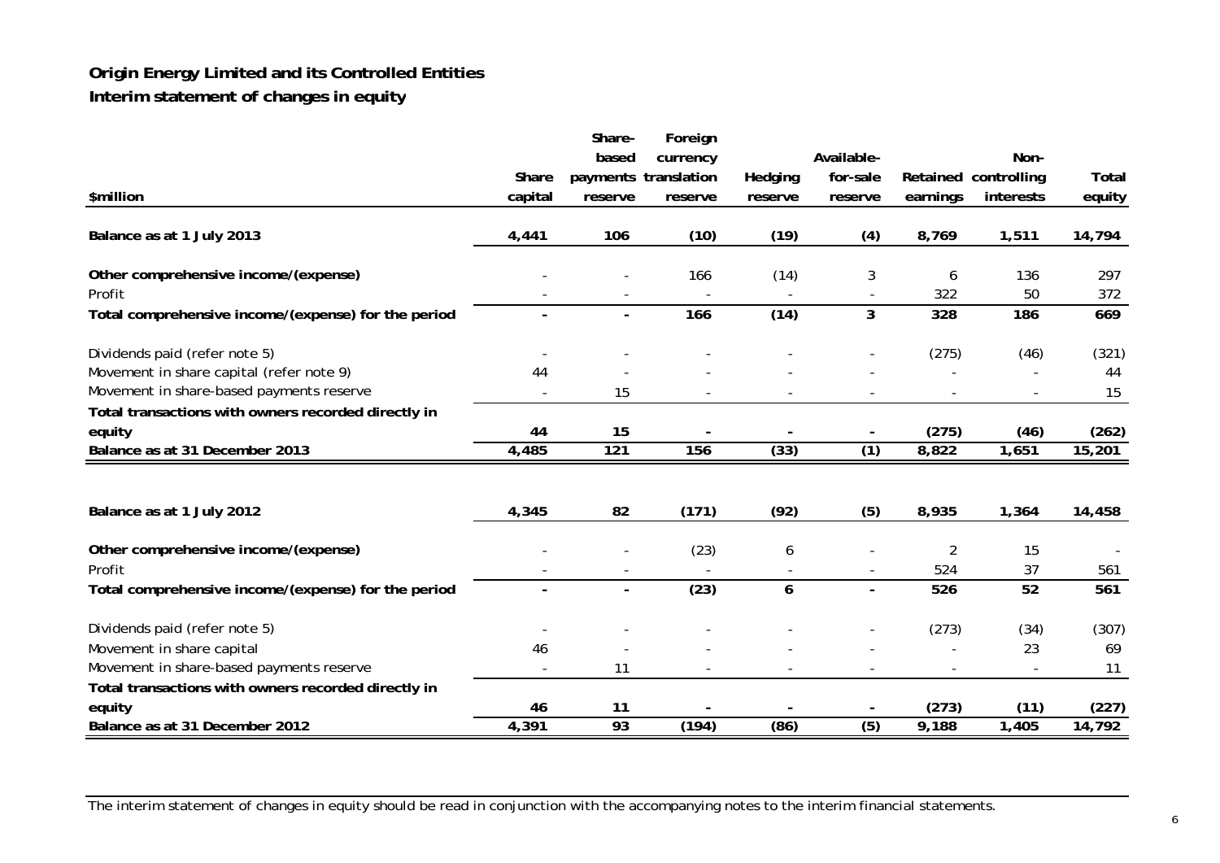# Origin Energy Limited and its Controlled Entities

## Interim statement of changes in equity

| $million | Share capital | Share-based payments reserve | Foreign currency translation reserve | Hedging reserve | Available-for-sale reserve | Retained earnings | Non-controlling interests | Total equity |
|---|---|---|---|---|---|---|---|---|
| **Balance as at 1 July 2013** | **4,441** | **106** | **(10)** | **(19)** | **(4)** | **8,769** | **1,511** | **14,794** |
| **Other comprehensive income/(expense)** | - | - | 166 | (14) | 3 | 6 | 136 | 297 |
| Profit | - | - | - | - | - | 322 | 50 | 372 |
| **Total comprehensive income/(expense) for the period** | **-** | **-** | **166** | **(14)** | **3** | **328** | **186** | **669** |
| Dividends paid (refer note 5) | - | - | - | - | - | (275) | (46) | (321) |
| Movement in share capital (refer note 9) | 44 | - | - | - | - | - | - | 44 |
| Movement in share-based payments reserve | - | 15 | - | - | - | - | - | 15 |
| **Total transactions with owners recorded directly in equity** | **44** | **15** | **-** | **-** | **-** | **(275)** | **(46)** | **(262)** |
| **Balance as at 31 December 2013** | **4,485** | **121** | **156** | **(33)** | **(1)** | **8,822** | **1,651** | **15,201** |
| | | | | | | | | |
| **Balance as at 1 July 2012** | **4,345** | **82** | **(171)** | **(92)** | **(5)** | **8,935** | **1,364** | **14,458** |
| **Other comprehensive income/(expense)** | - | - | (23) | 6 | - | 2 | 15 | - |
| Profit | - | - | - | - | - | 524 | 37 | 561 |
| **Total comprehensive income/(expense) for the period** | **-** | **-** | **(23)** | **6** | **-** | **526** | **52** | **561** |
| Dividends paid (refer note 5) | - | - | - | - | - | (273) | (34) | (307) |
| Movement in share capital | 46 | - | - | - | - | - | 23 | 69 |
| Movement in share-based payments reserve | - | 11 | - | - | - | - | - | 11 |
| **Total transactions with owners recorded directly in equity** | **46** | **11** | **-** | **-** | **-** | **(273)** | **(11)** | **(227)** |
| **Balance as at 31 December 2012** | **4,391** | **93** | **(194)** | **(86)** | **(5)** | **9,188** | **1,405** | **14,792** |

The interim statement of changes in equity should be read in conjunction with the accompanying notes to the interim financial statements.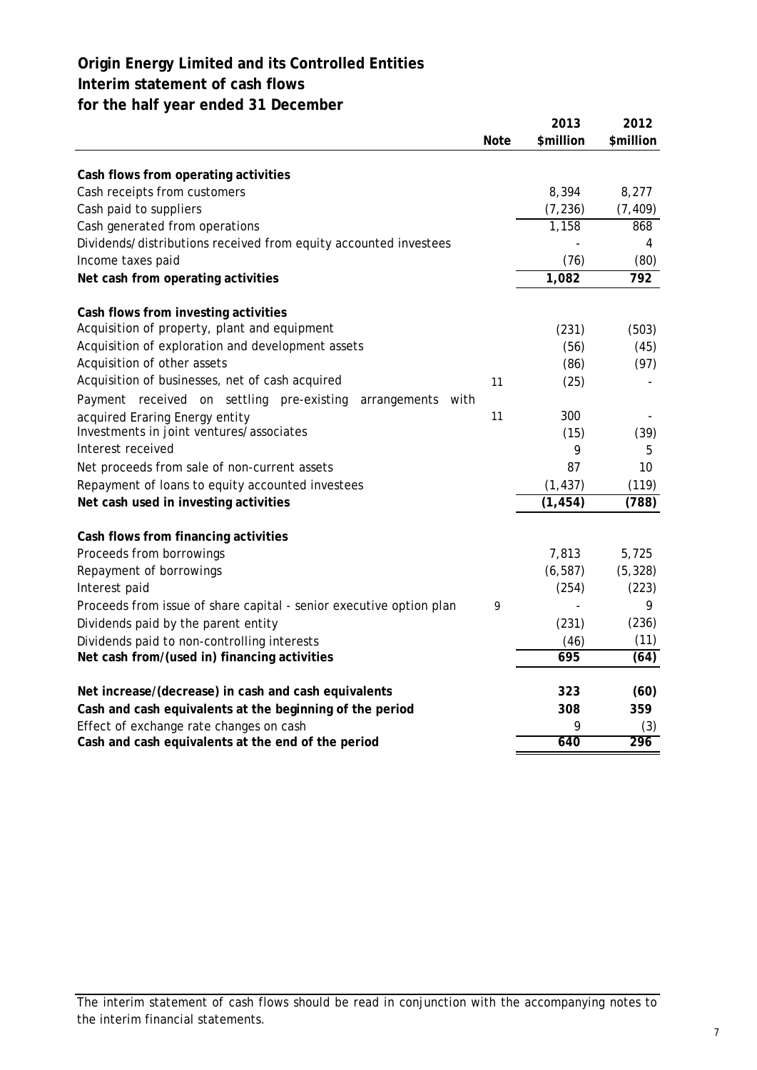# Origin Energy Limited and its Controlled Entities
## Interim statement of cash flows
## for the half year ended 31 December

| | Note | 2013 $million | 2012 $million |
|---|---|---|---|
| **Cash flows from operating activities** | | | |
| Cash receipts from customers | | 8,394 | 8,277 |
| Cash paid to suppliers | | (7,236) | (7,409) |
| Cash generated from operations | | 1,158 | 868 |
| Dividends/distributions received from equity accounted investees | | - | 4 |
| Income taxes paid | | (76) | (80) |
| **Net cash from operating activities** | | **1,082** | **792** |
| | | | |
| **Cash flows from investing activities** | | | |
| Acquisition of property, plant and equipment | | (231) | (503) |
| Acquisition of exploration and development assets | | (56) | (45) |
| Acquisition of other assets | | (86) | (97) |
| Acquisition of businesses, net of cash acquired | 11 | (25) | - |
| Payment received on settling pre-existing arrangements with acquired Eraring Energy entity | 11 | 300 | - |
| Investments in joint ventures/associates | | (15) | (39) |
| Interest received | | 9 | 5 |
| Net proceeds from sale of non-current assets | | 87 | 10 |
| Repayment of loans to equity accounted investees | | (1,437) | (119) |
| **Net cash used in investing activities** | | **(1,454)** | **(788)** |
| | | | |
| **Cash flows from financing activities** | | | |
| Proceeds from borrowings | | 7,813 | 5,725 |
| Repayment of borrowings | | (6,587) | (5,328) |
| Interest paid | | (254) | (223) |
| Proceeds from issue of share capital - senior executive option plan | 9 | - | 9 |
| Dividends paid by the parent entity | | (231) | (236) |
| Dividends paid to non-controlling interests | | (46) | (11) |
| **Net cash from/(used in) financing activities** | | **695** | **(64)** |
| | | | |
| **Net increase/(decrease) in cash and cash equivalents** | | **323** | **(60)** |
| **Cash and cash equivalents at the beginning of the period** | | **308** | **359** |
| Effect of exchange rate changes on cash | | 9 | (3) |
| **Cash and cash equivalents at the end of the period** | | **640** | **296** |

The interim statement of cash flows should be read in conjunction with the accompanying notes to the interim financial statements.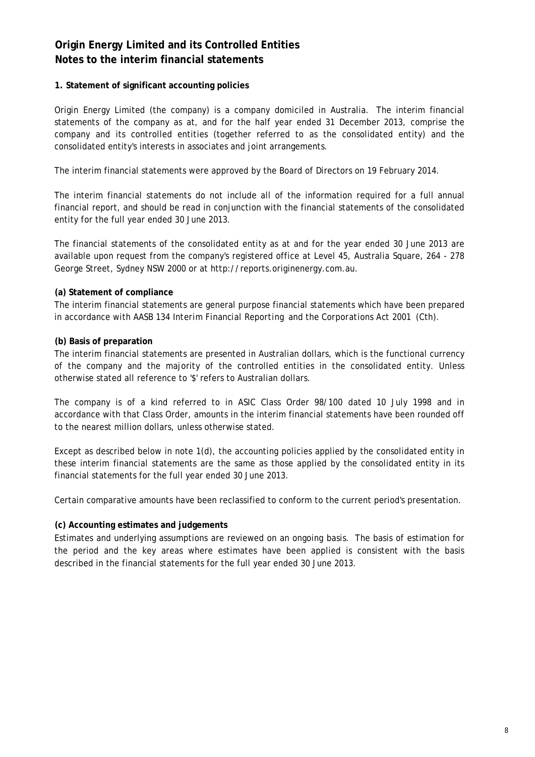# Origin Energy Limited and its Controlled Entities
# Notes to the interim financial statements

## 1. Statement of significant accounting policies

Origin Energy Limited (the company) is a company domiciled in Australia. The interim financial statements of the company as at, and for the half year ended 31 December 2013, comprise the company and its controlled entities (together referred to as the consolidated entity) and the consolidated entity's interests in associates and joint arrangements.

The interim financial statements were approved by the Board of Directors on 19 February 2014.

The interim financial statements do not include all of the information required for a full annual financial report, and should be read in conjunction with the financial statements of the consolidated entity for the full year ended 30 June 2013.

The financial statements of the consolidated entity as at and for the year ended 30 June 2013 are available upon request from the company's registered office at Level 45, Australia Square, 264 - 278 George Street, Sydney NSW 2000 or at http://reports.originenergy.com.au.

### (a) Statement of compliance

The interim financial statements are general purpose financial statements which have been prepared in accordance with AASB 134 *Interim Financial Reporting* and the *Corporations Act 2001* (Cth).

### (b) Basis of preparation

The interim financial statements are presented in Australian dollars, which is the functional currency of the company and the majority of the controlled entities in the consolidated entity. Unless otherwise stated all reference to '$' refers to Australian dollars.

The company is of a kind referred to in ASIC Class Order 98/100 dated 10 July 1998 and in accordance with that Class Order, amounts in the interim financial statements have been rounded off to the nearest million dollars, unless otherwise stated.

Except as described below in note 1(d), the accounting policies applied by the consolidated entity in these interim financial statements are the same as those applied by the consolidated entity in its financial statements for the full year ended 30 June 2013.

Certain comparative amounts have been reclassified to conform to the current period's presentation.

### (c) Accounting estimates and judgements

Estimates and underlying assumptions are reviewed on an ongoing basis. The basis of estimation for the period and the key areas where estimates have been applied is consistent with the basis described in the financial statements for the full year ended 30 June 2013.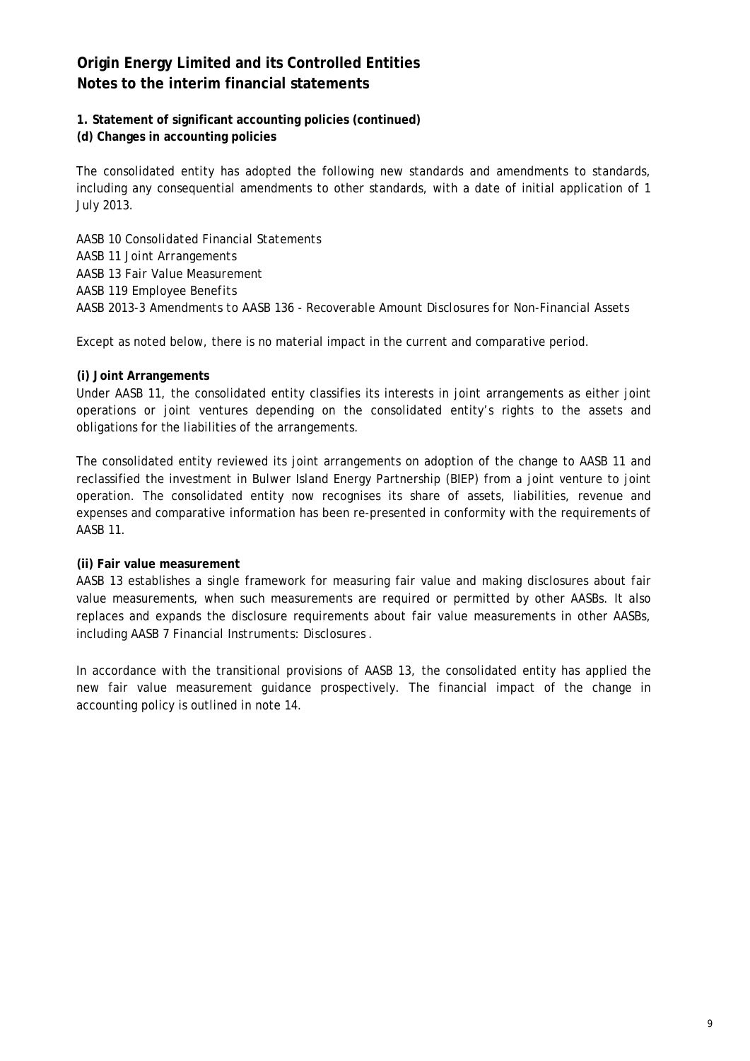## Origin Energy Limited and its Controlled Entities
## Notes to the interim financial statements

**1. Statement of significant accounting policies (continued)**
**(d) Changes in accounting policies**

The consolidated entity has adopted the following new standards and amendments to standards, including any consequential amendments to other standards, with a date of initial application of 1 July 2013.

*AASB 10 Consolidated Financial Statements*
*AASB 11 Joint Arrangements*
*AASB 13 Fair Value Measurement*
*AASB 119 Employee Benefits*
*AASB 2013-3 Amendments to AASB 136 - Recoverable Amount Disclosures for Non-Financial Assets*

Except as noted below, there is no material impact in the current and comparative period.

**(i) Joint Arrangements**
Under AASB 11, the consolidated entity classifies its interests in joint arrangements as either joint operations or joint ventures depending on the consolidated entity's rights to the assets and obligations for the liabilities of the arrangements.

The consolidated entity reviewed its joint arrangements on adoption of the change to AASB 11 and reclassified the investment in Bulwer Island Energy Partnership (BIEP) from a joint venture to joint operation. The consolidated entity now recognises its share of assets, liabilities, revenue and expenses and comparative information has been re-presented in conformity with the requirements of AASB 11.

**(ii) Fair value measurement**
AASB 13 establishes a single framework for measuring fair value and making disclosures about fair value measurements, when such measurements are required or permitted by other AASBs. It also replaces and expands the disclosure requirements about fair value measurements in other AASBs, including AASB 7 *Financial Instruments: Disclosures* .

In accordance with the transitional provisions of AASB 13, the consolidated entity has applied the new fair value measurement guidance prospectively. The financial impact of the change in accounting policy is outlined in note 14.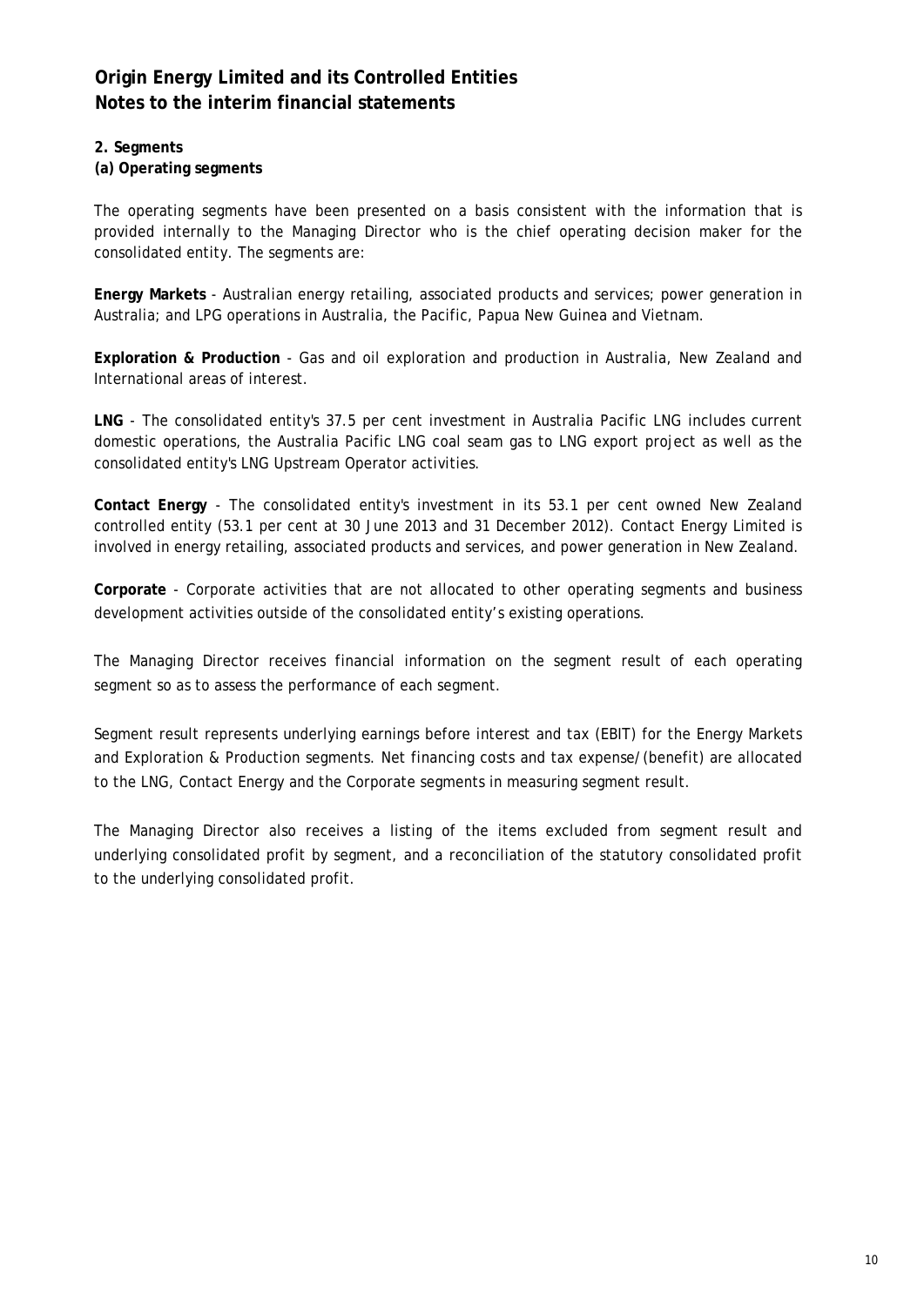# Origin Energy Limited and its Controlled Entities
# Notes to the interim financial statements

## 2. Segments
### (a) Operating segments

The operating segments have been presented on a basis consistent with the information that is provided internally to the Managing Director who is the chief operating decision maker for the consolidated entity. The segments are:

**Energy Markets** - Australian energy retailing, associated products and services; power generation in Australia; and LPG operations in Australia, the Pacific, Papua New Guinea and Vietnam.

**Exploration & Production** - Gas and oil exploration and production in Australia, New Zealand and International areas of interest.

**LNG** - The consolidated entity's 37.5 per cent investment in Australia Pacific LNG includes current domestic operations, the Australia Pacific LNG coal seam gas to LNG export project as well as the consolidated entity's LNG Upstream Operator activities.

**Contact Energy** - The consolidated entity's investment in its 53.1 per cent owned New Zealand controlled entity (53.1 per cent at 30 June 2013 and 31 December 2012). Contact Energy Limited is involved in energy retailing, associated products and services, and power generation in New Zealand.

**Corporate** - Corporate activities that are not allocated to other operating segments and business development activities outside of the consolidated entity's existing operations.

The Managing Director receives financial information on the segment result of each operating segment so as to assess the performance of each segment.

Segment result represents underlying earnings before interest and tax (EBIT) for the Energy Markets and Exploration & Production segments. Net financing costs and tax expense/(benefit) are allocated to the LNG, Contact Energy and the Corporate segments in measuring segment result.

The Managing Director also receives a listing of the items excluded from segment result and underlying consolidated profit by segment, and a reconciliation of the statutory consolidated profit to the underlying consolidated profit.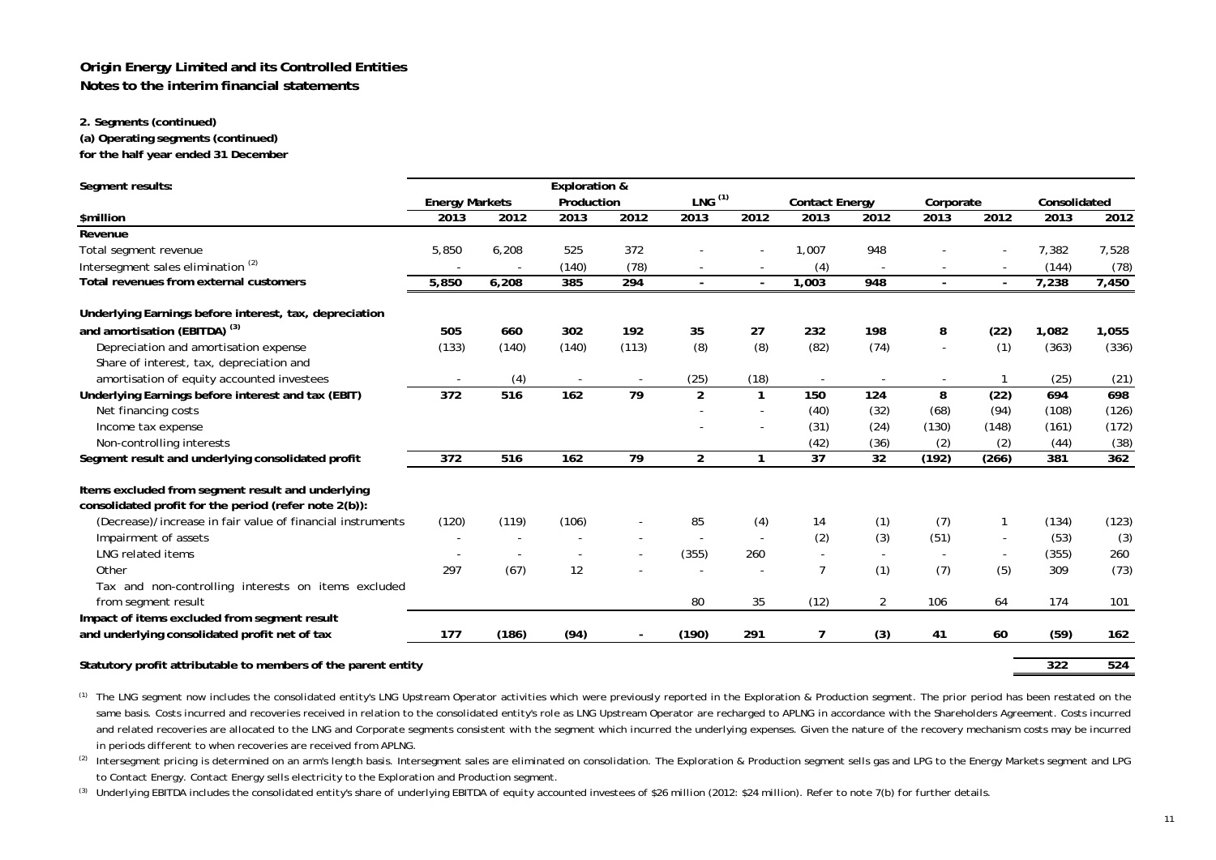**Origin Energy Limited and its Controlled Entities**
**Notes to the interim financial statements**

**2. Segments (continued)**

**(a) Operating segments (continued)**

**for the half year ended 31 December**

| Segment results: | Energy Markets | | Exploration & Production | | LNG [1] | | Contact Energy | | Corporate | | Consolidated | |
|---|---|---|---|---|---|---|---|---|---|---|---|---|
| **$million** | **2013** | **2012** | **2013** | **2012** | **2013** | **2012** | **2013** | **2012** | **2013** | **2012** | **2013** | **2012** |
| **Revenue** | | | | | | | | | | | | |
| Total segment revenue | 5,850 | 6,208 | 525 | 372 | - | - | 1,007 | 948 | - | - | 7,382 | 7,528 |
| Intersegment sales elimination [2] | - | - | (140) | (78) | - | - | (4) | - | - | - | (144) | (78) |
| **Total revenues from external customers** | **5,850** | **6,208** | **385** | **294** | **-** | **-** | **1,003** | **948** | **-** | **-** | **7,238** | **7,450** |
| **Underlying Earnings before interest, tax, depreciation and amortisation (EBITDA) [3]** | **505** | **660** | **302** | **192** | **35** | **27** | **232** | **198** | **8** | **(22)** | **1,082** | **1,055** |
| Depreciation and amortisation expense | (133) | (140) | (140) | (113) | (8) | (8) | (82) | (74) | - | (1) | (363) | (336) |
| Share of interest, tax, depreciation and amortisation of equity accounted investees | - | (4) | - | - | (25) | (18) | - | - | - | 1 | (25) | (21) |
| **Underlying Earnings before interest and tax (EBIT)** | **372** | **516** | **162** | **79** | **2** | **1** | **150** | **124** | **8** | **(22)** | **694** | **698** |
| Net financing costs | | | | | - | - | (40) | (32) | (68) | (94) | (108) | (126) |
| Income tax expense | | | | | - | - | (31) | (24) | (130) | (148) | (161) | (172) |
| Non-controlling interests | | | | | | | (42) | (36) | (2) | (2) | (44) | (38) |
| **Segment result and underlying consolidated profit** | **372** | **516** | **162** | **79** | **2** | **1** | **37** | **32** | **(192)** | **(266)** | **381** | **362** |
| **Items excluded from segment result and underlying consolidated profit for the period (refer note 2(b)):** | | | | | | | | | | | | |
| (Decrease)/increase in fair value of financial instruments | (120) | (119) | (106) | - | 85 | (4) | 14 | (1) | (7) | 1 | (134) | (123) |
| Impairment of assets | - | - | - | - | - | - | (2) | (3) | (51) | - | (53) | (3) |
| LNG related items | - | - | - | - | (355) | 260 | - | - | - | - | (355) | 260 |
| Other | 297 | (67) | 12 | - | - | - | 7 | (1) | (7) | (5) | 309 | (73) |
| Tax and non-controlling interests on items excluded from segment result | | | | | 80 | 35 | (12) | 2 | 106 | 64 | 174 | 101 |
| **Impact of items excluded from segment result and underlying consolidated profit net of tax** | **177** | **(186)** | **(94)** | **-** | **(190)** | **291** | **7** | **(3)** | **41** | **60** | **(59)** | **162** |
| **Statutory profit attributable to members of the parent entity** | | | | | | | | | | | **322** | **524** |

[1] The LNG segment now includes the consolidated entity's LNG Upstream Operator activities which were previously reported in the Exploration & Production segment. The prior period has been restated on the same basis. Costs incurred and recoveries received in relation to the consolidated entity's role as LNG Upstream Operator are recharged to APLNG in accordance with the Shareholders Agreement. Costs incurred and related recoveries are allocated to the LNG and Corporate segments consistent with the segment which incurred the underlying expenses. Given the nature of the recovery mechanism costs may be incurred in periods different to when recoveries are received from APLNG.

[2] Intersegment pricing is determined on an arm's length basis. Intersegment sales are eliminated on consolidation. The Exploration & Production segment sells gas and LPG to the Energy Markets segment and LPG to Contact Energy. Contact Energy sells electricity to the Exploration and Production segment.

[3] Underlying EBITDA includes the consolidated entity's share of underlying EBITDA of equity accounted investees of $26 million (2012: $24 million). Refer to note 7(b) for further details.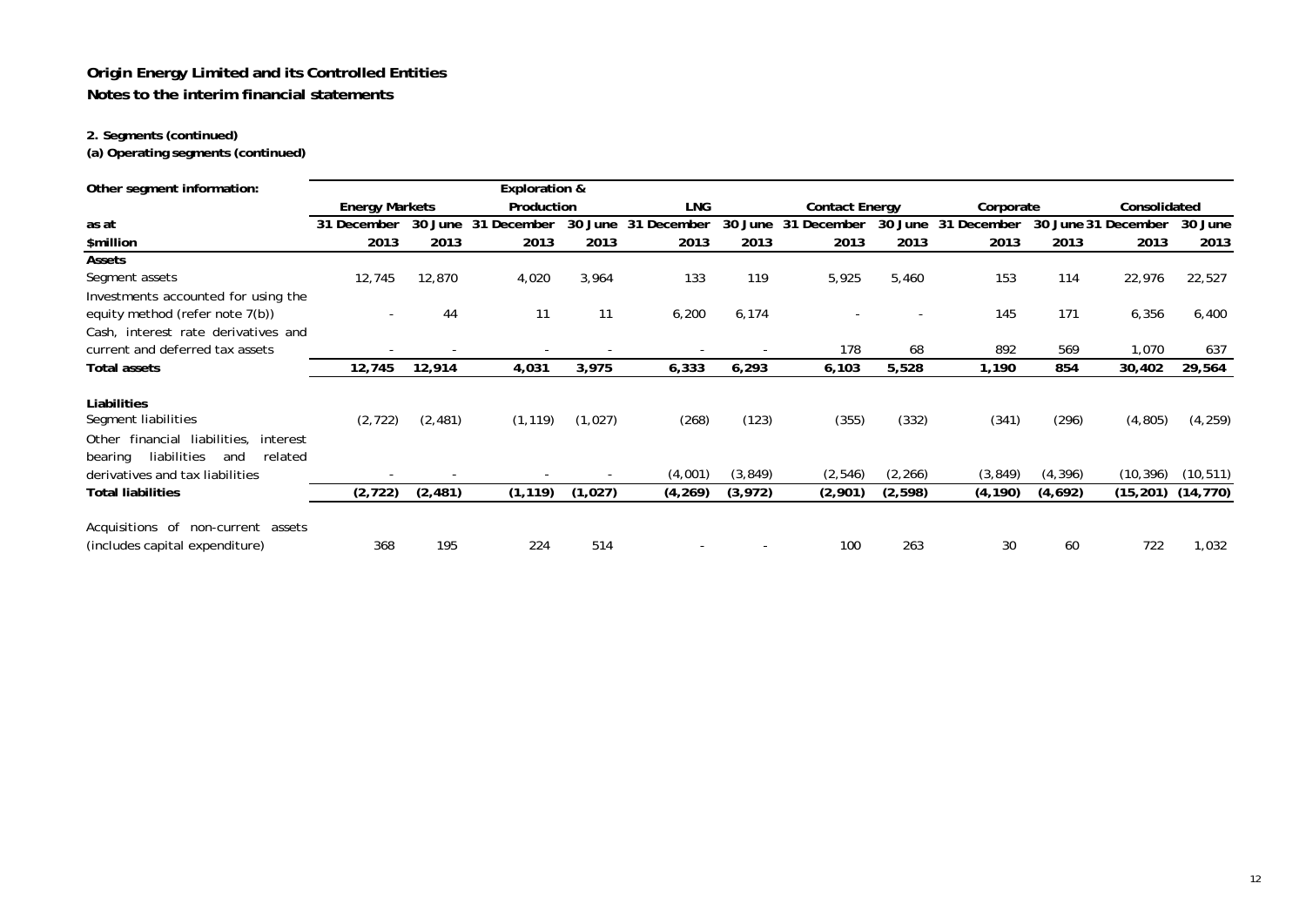**Origin Energy Limited and its Controlled Entities**

**Notes to the interim financial statements**

**2. Segments (continued)**

**(a) Operating segments (continued)**

| **Other segment information:** | **Energy Markets** | | **Exploration & Production** | | **LNG** | | **Contact Energy** | | **Corporate** | | **Consolidated** | |
|---|---|---|---|---|---|---|---|---|---|---|---|---|
| **as at** | **31 December** | **30 June** | **31 December** | **30 June** | **31 December** | **30 June** | **31 December** | **30 June** | **31 December** | **30 June** | **31 December** | **30 June** |
| **$million** | **2013** | **2013** | **2013** | **2013** | **2013** | **2013** | **2013** | **2013** | **2013** | **2013** | **2013** | **2013** |
| **Assets** | | | | | | | | | | | | |
| Segment assets | 12,745 | 12,870 | 4,020 | 3,964 | 133 | 119 | 5,925 | 5,460 | 153 | 114 | 22,976 | 22,527 |
| Investments accounted for using the equity method (refer note 7(b)) | - | 44 | 11 | 11 | 6,200 | 6,174 | - | - | 145 | 171 | 6,356 | 6,400 |
| Cash, interest rate derivatives and current and deferred tax assets | - | - | - | - | - | - | 178 | 68 | 892 | 569 | 1,070 | 637 |
| **Total assets** | **12,745** | **12,914** | **4,031** | **3,975** | **6,333** | **6,293** | **6,103** | **5,528** | **1,190** | **854** | **30,402** | **29,564** |
| **Liabilities** | | | | | | | | | | | | |
| Segment liabilities | (2,722) | (2,481) | (1,119) | (1,027) | (268) | (123) | (355) | (332) | (341) | (296) | (4,805) | (4,259) |
| Other financial liabilities, interest bearing liabilities and related derivatives and tax liabilities | - | - | - | - | (4,001) | (3,849) | (2,546) | (2,266) | (3,849) | (4,396) | (10,396) | (10,511) |
| **Total liabilities** | **(2,722)** | **(2,481)** | **(1,119)** | **(1,027)** | **(4,269)** | **(3,972)** | **(2,901)** | **(2,598)** | **(4,190)** | **(4,692)** | **(15,201)** | **(14,770)** |
| Acquisitions of non-current assets (includes capital expenditure) | 368 | 195 | 224 | 514 | - | - | 100 | 263 | 30 | 60 | 722 | 1,032 |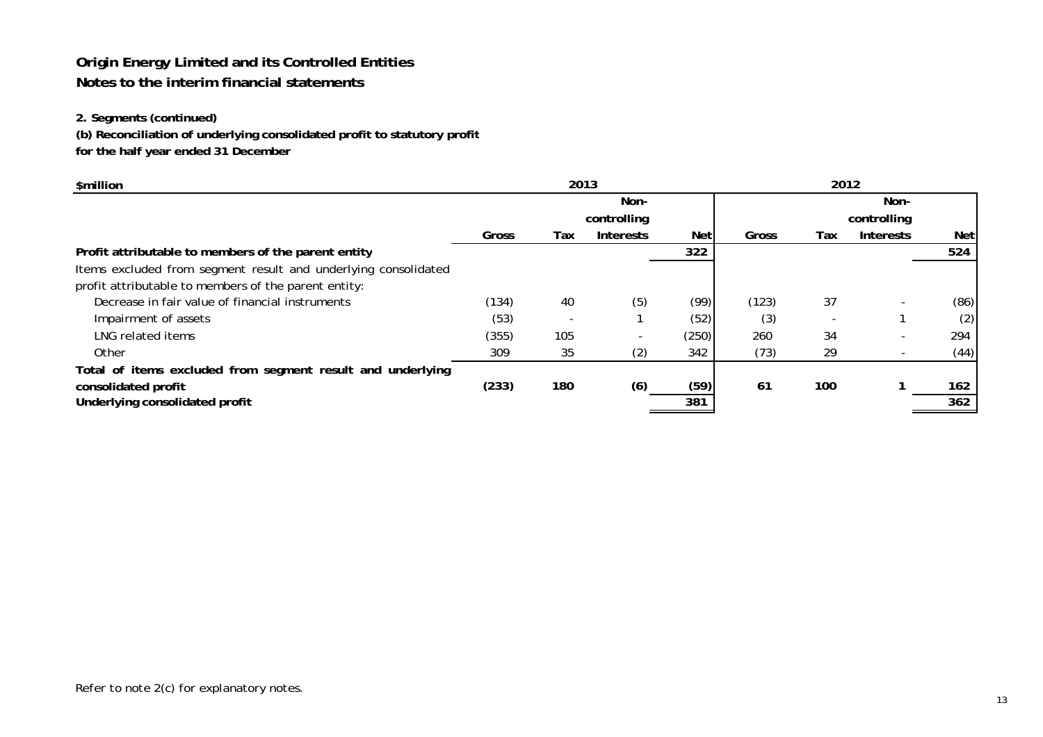# Origin Energy Limited and its Controlled Entities

## Notes to the interim financial statements

### 2. Segments (continued)

**(b) Reconciliation of underlying consolidated profit to statutory profit**
**for the half year ended 31 December**

| $million | 2013 | | | | 2012 | | | |
|---|---|---|---|---|---|---|---|---|
| | Gross | Tax | Non-controlling Interests | Net | Gross | Tax | Non-controlling Interests | Net |
| **Profit attributable to members of the parent entity** | | | | **322** | | | | **524** |
| Items excluded from segment result and underlying consolidated profit attributable to members of the parent entity: | | | | | | | | |
| Decrease in fair value of financial instruments | (134) | 40 | (5) | (99) | (123) | 37 | - | (86) |
| Impairment of assets | (53) | - | 1 | (52) | (3) | - | 1 | (2) |
| LNG related items | (355) | 105 | - | (250) | 260 | 34 | - | 294 |
| Other | 309 | 35 | (2) | 342 | (73) | 29 | - | (44) |
| **Total of items excluded from segment result and underlying consolidated profit** | **(233)** | **180** | **(6)** | **(59)** | **61** | **100** | **1** | **162** |
| **Underlying consolidated profit** | | | | **381** | | | | **362** |

Refer to note 2(c) for explanatory notes.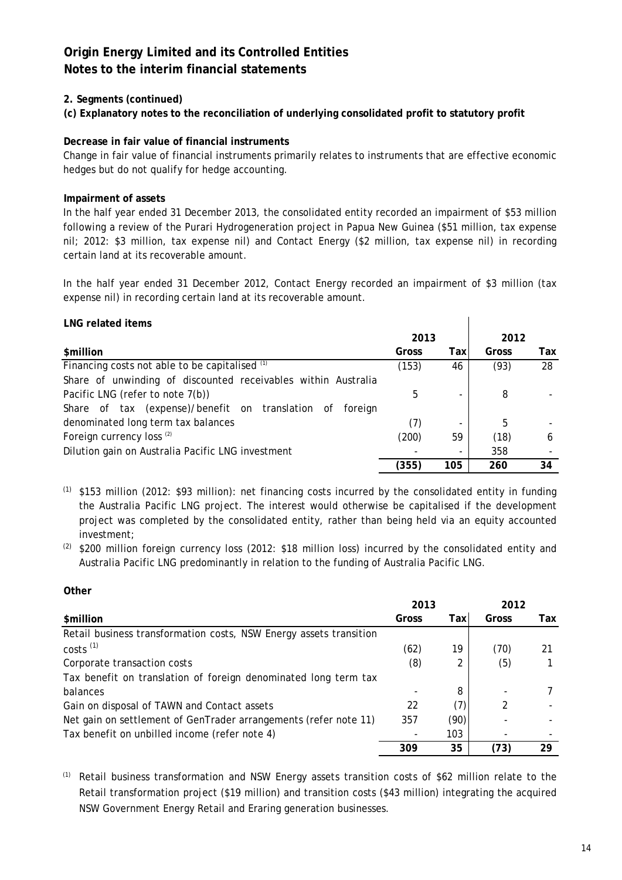## Origin Energy Limited and its Controlled Entities
## Notes to the interim financial statements

**2. Segments (continued)**

**(c) Explanatory notes to the reconciliation of underlying consolidated profit to statutory profit**

**Decrease in fair value of financial instruments**

Change in fair value of financial instruments primarily relates to instruments that are effective economic hedges but do not qualify for hedge accounting.

**Impairment of assets**

In the half year ended 31 December 2013, the consolidated entity recorded an impairment of $53 million following a review of the Purari Hydrogeneration project in Papua New Guinea ($51 million, tax expense nil; 2012: $3 million, tax expense nil) and Contact Energy ($2 million, tax expense nil) in recording certain land at its recoverable amount.

In the half year ended 31 December 2012, Contact Energy recorded an impairment of $3 million (tax expense nil) in recording certain land at its recoverable amount.

**LNG related items**

| | 2013 | | 2012 | |
|---|---|---|---|---|
| **$million** | **Gross** | **Tax** | **Gross** | **Tax** |
| Financing costs not able to be capitalised [1] | (153) | 46 | (93) | 28 |
| Share of unwinding of discounted receivables within Australia Pacific LNG (refer to note 7(b)) | 5 | - | 8 | - |
| Share of tax (expense)/benefit on translation of foreign denominated long term tax balances | (7) | - | 5 | - |
| Foreign currency loss [2] | (200) | 59 | (18) | 6 |
| Dilution gain on Australia Pacific LNG investment | - | - | 358 | - |
| | **(355)** | **105** | **260** | **34** |

[1] $153 million (2012: $93 million): net financing costs incurred by the consolidated entity in funding the Australia Pacific LNG project. The interest would otherwise be capitalised if the development project was completed by the consolidated entity, rather than being held via an equity accounted investment;

[2] $200 million foreign currency loss (2012: $18 million loss) incurred by the consolidated entity and Australia Pacific LNG predominantly in relation to the funding of Australia Pacific LNG.

**Other**

| | 2013 | | 2012 | |
|---|---|---|---|---|
| **$million** | **Gross** | **Tax** | **Gross** | **Tax** |
| Retail business transformation costs, NSW Energy assets transition costs [1] | (62) | 19 | (70) | 21 |
| Corporate transaction costs | (8) | 2 | (5) | 1 |
| Tax benefit on translation of foreign denominated long term tax balances | - | 8 | - | 7 |
| Gain on disposal of TAWN and Contact assets | 22 | (7) | 2 | - |
| Net gain on settlement of GenTrader arrangements (refer note 11) | 357 | (90) | - | - |
| Tax benefit on unbilled income (refer note 4) | - | 103 | - | - |
| | **309** | **35** | **(73)** | **29** |

[1] Retail business transformation and NSW Energy assets transition costs of $62 million relate to the Retail transformation project ($19 million) and transition costs ($43 million) integrating the acquired NSW Government Energy Retail and Eraring generation businesses.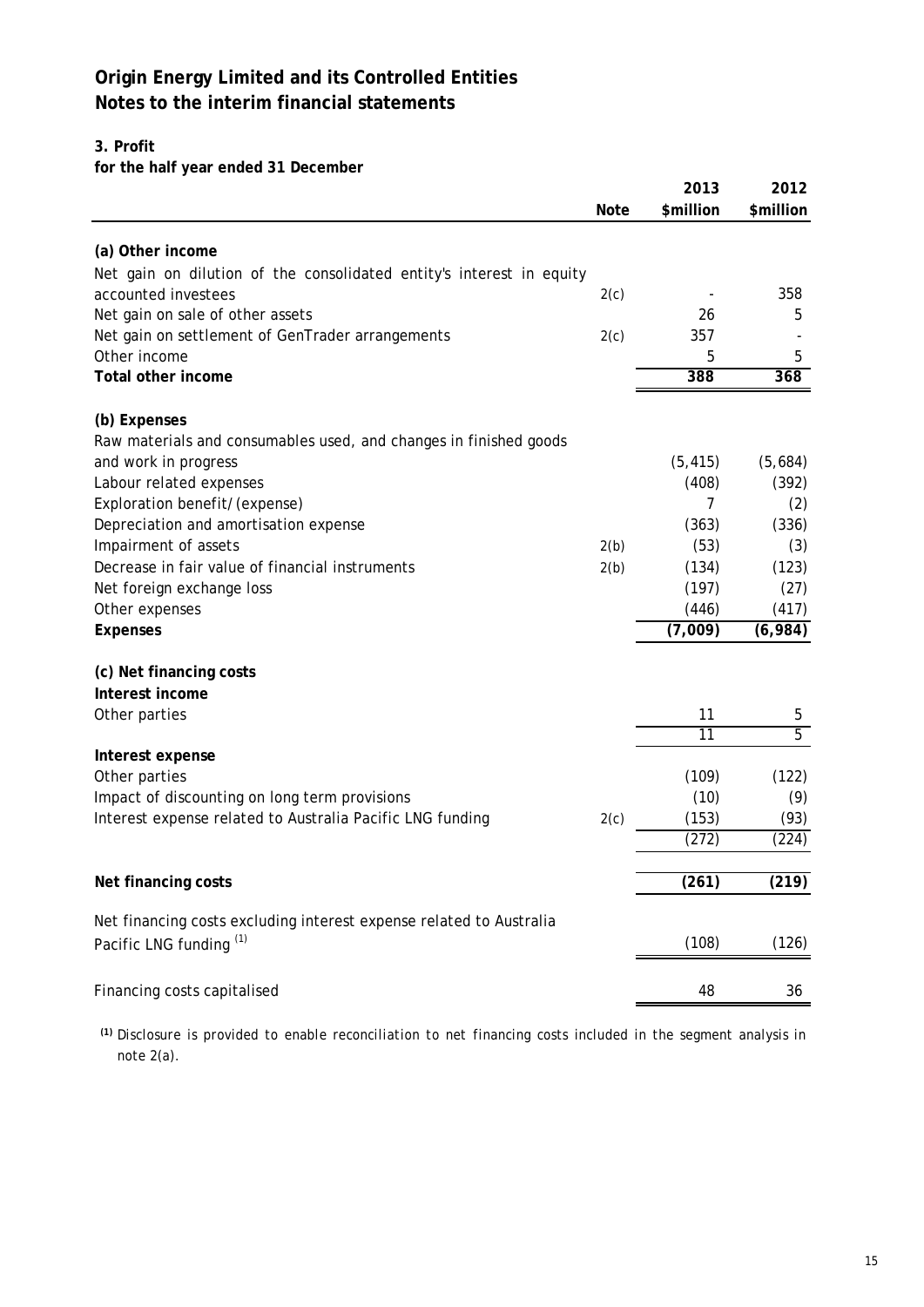# Origin Energy Limited and its Controlled Entities
# Notes to the interim financial statements

## 3. Profit

**for the half year ended 31 December**

| | Note | 2013 $million | 2012 $million |
|---|---|---|---|
| **(a) Other income** | | | |
| Net gain on dilution of the consolidated entity's interest in equity accounted investees | 2(c) | - | 358 |
| Net gain on sale of other assets | | 26 | 5 |
| Net gain on settlement of GenTrader arrangements | 2(c) | 357 | - |
| Other income | | 5 | 5 |
| **Total other income** | | **388** | **368** |
| **(b) Expenses** | | | |
| Raw materials and consumables used, and changes in finished goods and work in progress | | (5,415) | (5,684) |
| Labour related expenses | | (408) | (392) |
| Exploration benefit/(expense) | | 7 | (2) |
| Depreciation and amortisation expense | | (363) | (336) |
| Impairment of assets | 2(b) | (53) | (3) |
| Decrease in fair value of financial instruments | 2(b) | (134) | (123) |
| Net foreign exchange loss | | (197) | (27) |
| Other expenses | | (446) | (417) |
| **Expenses** | | **(7,009)** | **(6,984)** |
| **(c) Net financing costs** | | | |
| **Interest income** | | | |
| Other parties | | 11 | 5 |
| | | 11 | 5 |
| **Interest expense** | | | |
| Other parties | | (109) | (122) |
| Impact of discounting on long term provisions | | (10) | (9) |
| Interest expense related to Australia Pacific LNG funding | 2(c) | (153) | (93) |
| | | (272) | (224) |
| **Net financing costs** | | **(261)** | **(219)** |
| Net financing costs excluding interest expense related to Australia Pacific LNG funding [1] | | (108) | (126) |
| Financing costs capitalised | | 48 | 36 |

[1] Disclosure is provided to enable reconciliation to net financing costs included in the segment analysis in note 2(a).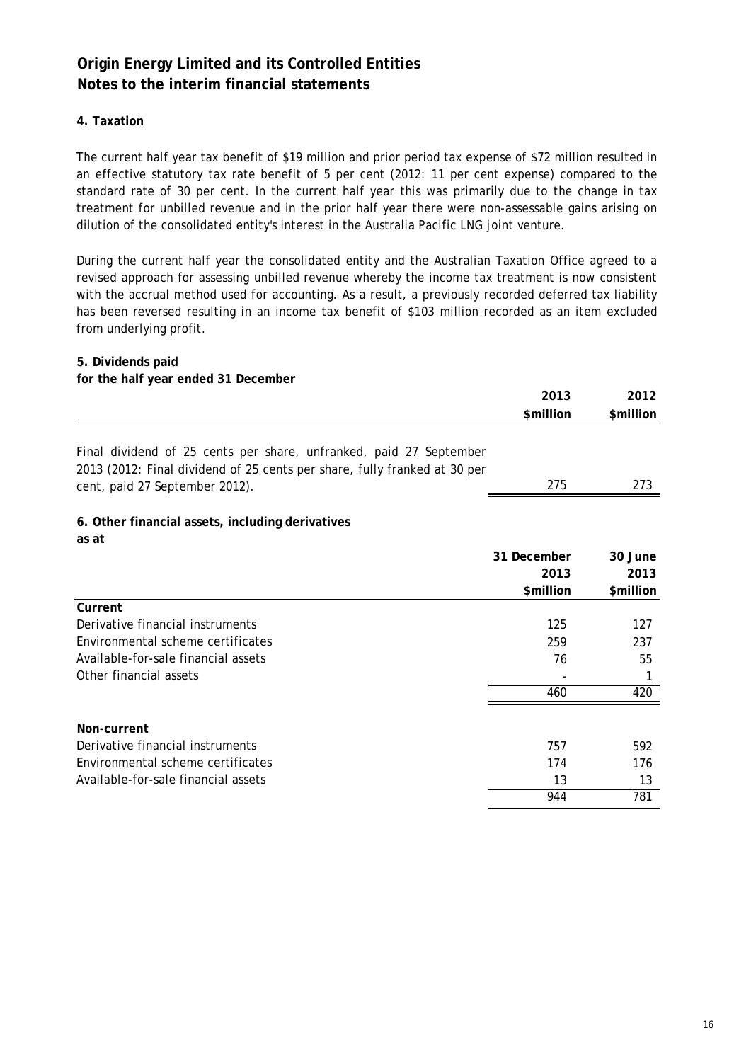# Origin Energy Limited and its Controlled Entities
## Notes to the interim financial statements

### 4. Taxation

The current half year tax benefit of $19 million and prior period tax expense of $72 million resulted in an effective statutory tax rate benefit of 5 per cent (2012: 11 per cent expense) compared to the standard rate of 30 per cent. In the current half year this was primarily due to the change in tax treatment for unbilled revenue and in the prior half year there were non-assessable gains arising on dilution of the consolidated entity's interest in the Australia Pacific LNG joint venture.

During the current half year the consolidated entity and the Australian Taxation Office agreed to a revised approach for assessing unbilled revenue whereby the income tax treatment is now consistent with the accrual method used for accounting. As a result, a previously recorded deferred tax liability has been reversed resulting in an income tax benefit of $103 million recorded as an item excluded from underlying profit.

### 5. Dividends paid
**for the half year ended 31 December**

| | 2013 $million | 2012 $million |
|---|---|---|
| Final dividend of 25 cents per share, unfranked, paid 27 September 2013 (2012: Final dividend of 25 cents per share, fully franked at 30 per cent, paid 27 September 2012). | 275 | 273 |

### 6. Other financial assets, including derivatives
**as at**

| | 31 December 2013 $million | 30 June 2013 $million |
|---|---|---|
| **Current** | | |
| Derivative financial instruments | 125 | 127 |
| Environmental scheme certificates | 259 | 237 |
| Available-for-sale financial assets | 76 | 55 |
| Other financial assets | - | 1 |
| | 460 | 420 |
| **Non-current** | | |
| Derivative financial instruments | 757 | 592 |
| Environmental scheme certificates | 174 | 176 |
| Available-for-sale financial assets | 13 | 13 |
| | 944 | 781 |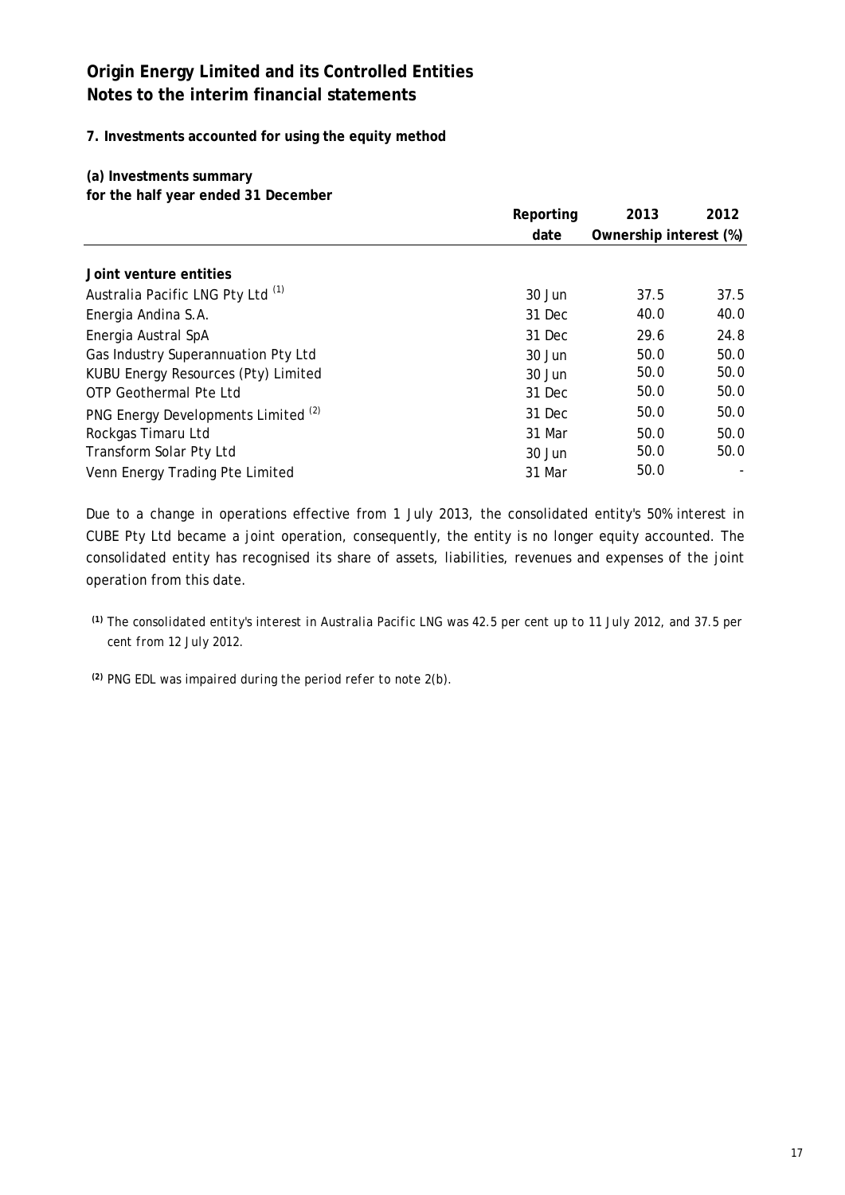# Origin Energy Limited and its Controlled Entities
# Notes to the interim financial statements

### 7. Investments accounted for using the equity method

**(a) Investments summary**
**for the half year ended 31 December**

| | Reporting date | 2013 | 2012 |
|---|---|---|---|
| | | Ownership interest (%) | |
| **Joint venture entities** | | | |
| Australia Pacific LNG Pty Ltd [(1)] | 30 Jun | 37.5 | 37.5 |
| Energia Andina S.A. | 31 Dec | 40.0 | 40.0 |
| Energia Austral SpA | 31 Dec | 29.6 | 24.8 |
| Gas Industry Superannuation Pty Ltd | 30 Jun | 50.0 | 50.0 |
| KUBU Energy Resources (Pty) Limited | 30 Jun | 50.0 | 50.0 |
| OTP Geothermal Pte Ltd | 31 Dec | 50.0 | 50.0 |
| PNG Energy Developments Limited [(2)] | 31 Dec | 50.0 | 50.0 |
| Rockgas Timaru Ltd | 31 Mar | 50.0 | 50.0 |
| Transform Solar Pty Ltd | 30 Jun | 50.0 | 50.0 |
| Venn Energy Trading Pte Limited | 31 Mar | 50.0 | - |

Due to a change in operations effective from 1 July 2013, the consolidated entity's 50% interest in CUBE Pty Ltd became a joint operation, consequently, the entity is no longer equity accounted. The consolidated entity has recognised its share of assets, liabilities, revenues and expenses of the joint operation from this date.

*[(1)] The consolidated entity's interest in Australia Pacific LNG was 42.5 per cent up to 11 July 2012, and 37.5 per cent from 12 July 2012.*

*[(2)] PNG EDL was impaired during the period refer to note 2(b).*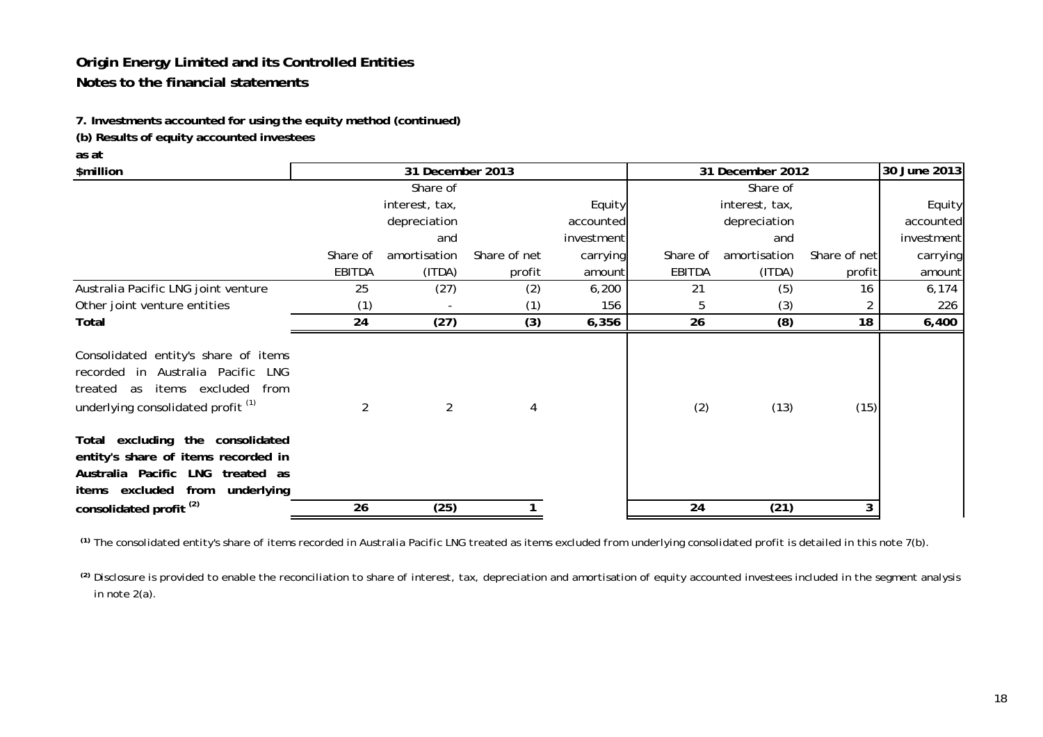## Origin Energy Limited and its Controlled Entities

## Notes to the financial statements

**7. Investments accounted for using the equity method (continued)**

**(b) Results of equity accounted investees**

**as at**

| $million | 31 December 2013 | | | | 31 December 2012 | | | 30 June 2013 |
|---|---|---|---|---|---|---|---|---|
| | Share of EBITDA | Share of interest, tax, depreciation and amortisation (ITDA) | Share of net profit | Equity accounted investment carrying amount | Share of EBITDA | Share of interest, tax, depreciation and amortisation (ITDA) | Share of net profit | Equity accounted investment carrying amount |
| Australia Pacific LNG joint venture | 25 | (27) | (2) | 6,200 | 21 | (5) | 16 | 6,174 |
| Other joint venture entities | (1) | - | (1) | 156 | 5 | (3) | 2 | 226 |
| **Total** | **24** | **(27)** | **(3)** | **6,356** | **26** | **(8)** | **18** | **6,400** |
| Consolidated entity's share of items recorded in Australia Pacific LNG treated as items excluded from underlying consolidated profit [(1)] | 2 | 2 | 4 | | (2) | (13) | (15) | |
| **Total excluding the consolidated entity's share of items recorded in Australia Pacific LNG treated as items excluded from underlying consolidated profit [(2)]** | **26** | **(25)** | **1** | | **24** | **(21)** | **3** | |

[(1)] The consolidated entity's share of items recorded in Australia Pacific LNG treated as items excluded from underlying consolidated profit is detailed in this note 7(b).

[(2)] Disclosure is provided to enable the reconciliation to share of interest, tax, depreciation and amortisation of equity accounted investees included in the segment analysis in note 2(a).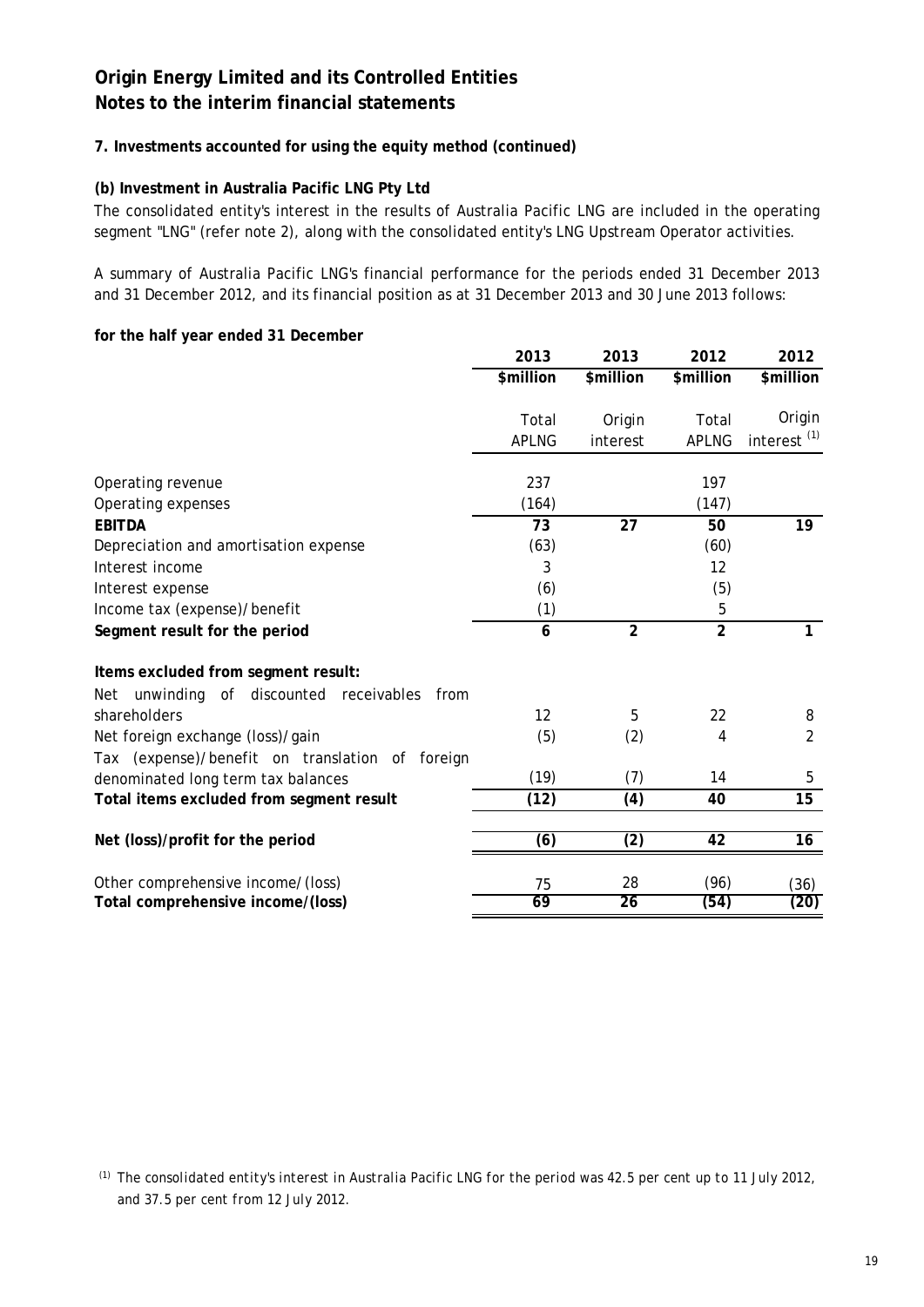# Origin Energy Limited and its Controlled Entities
# Notes to the interim financial statements

### 7. Investments accounted for using the equity method (continued)

#### (b) Investment in Australia Pacific LNG Pty Ltd

The consolidated entity's interest in the results of Australia Pacific LNG are included in the operating segment "LNG" (refer note 2), along with the consolidated entity's LNG Upstream Operator activities.

A summary of Australia Pacific LNG's financial performance for the periods ended 31 December 2013 and 31 December 2012, and its financial position as at 31 December 2013 and 30 June 2013 follows:

**for the half year ended 31 December**

| | 2013 | 2013 | 2012 | 2012 |
|---|---|---|---|---|
| | $million | $million | $million | $million |
| | Total APLNG | Origin interest | Total APLNG | Origin interest [(1)] |
| Operating revenue | 237 | | 197 | |
| Operating expenses | (164) | | (147) | |
| **EBITDA** | **73** | **27** | **50** | **19** |
| Depreciation and amortisation expense | (63) | | (60) | |
| Interest income | 3 | | 12 | |
| Interest expense | (6) | | (5) | |
| Income tax (expense)/benefit | (1) | | 5 | |
| **Segment result for the period** | **6** | **2** | **2** | **1** |
| **Items excluded from segment result:** | | | | |
| Net unwinding of discounted receivables from shareholders | 12 | 5 | 22 | 8 |
| Net foreign exchange (loss)/gain | (5) | (2) | 4 | 2 |
| Tax (expense)/benefit on translation of foreign denominated long term tax balances | (19) | (7) | 14 | 5 |
| **Total items excluded from segment result** | **(12)** | **(4)** | **40** | **15** |
| **Net (loss)/profit for the period** | **(6)** | **(2)** | **42** | **16** |
| Other comprehensive income/(loss) | 75 | 28 | (96) | (36) |
| **Total comprehensive income/(loss)** | **69** | **26** | **(54)** | **(20)** |

(1) The consolidated entity's interest in Australia Pacific LNG for the period was 42.5 per cent up to 11 July 2012, and 37.5 per cent from 12 July 2012.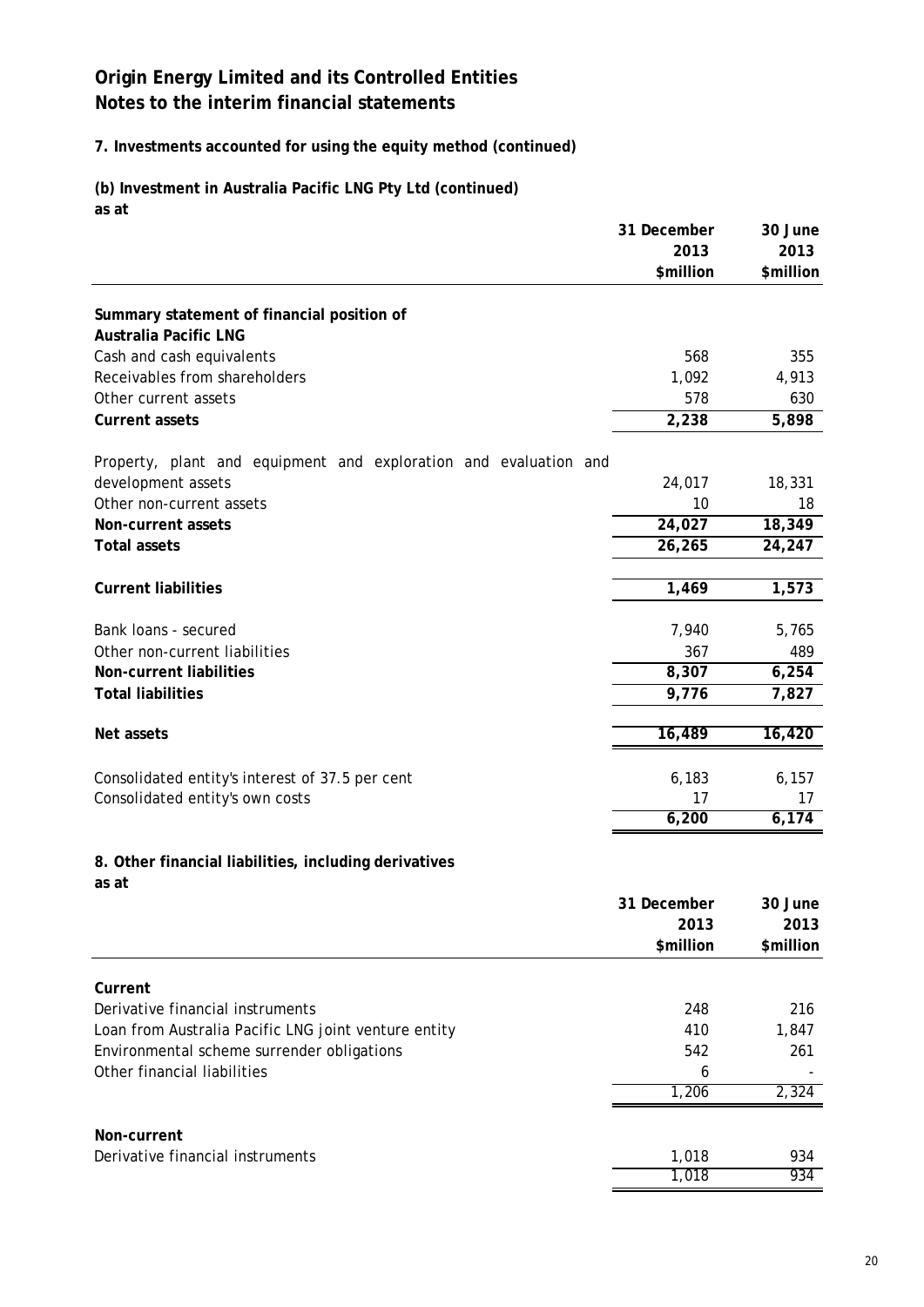# Origin Energy Limited and its Controlled Entities
# Notes to the interim financial statements

## 7. Investments accounted for using the equity method (continued)

### (b) Investment in Australia Pacific LNG Pty Ltd (continued)

**as at**

| | 31 December 2013 $million | 30 June 2013 $million |
|---|---|---|
| **Summary statement of financial position of Australia Pacific LNG** | | |
| Cash and cash equivalents | 568 | 355 |
| Receivables from shareholders | 1,092 | 4,913 |
| Other current assets | 578 | 630 |
| **Current assets** | **2,238** | **5,898** |
| Property, plant and equipment and exploration and evaluation and development assets | 24,017 | 18,331 |
| Other non-current assets | 10 | 18 |
| **Non-current assets** | **24,027** | **18,349** |
| **Total assets** | **26,265** | **24,247** |
| **Current liabilities** | **1,469** | **1,573** |
| Bank loans - secured | 7,940 | 5,765 |
| Other non-current liabilities | 367 | 489 |
| **Non-current liabilities** | **8,307** | **6,254** |
| **Total liabilities** | **9,776** | **7,827** |
| **Net assets** | **16,489** | **16,420** |
| Consolidated entity's interest of 37.5 per cent | 6,183 | 6,157 |
| Consolidated entity's own costs | 17 | 17 |
| | **6,200** | **6,174** |

## 8. Other financial liabilities, including derivatives

**as at**

| | 31 December 2013 $million | 30 June 2013 $million |
|---|---|---|
| **Current** | | |
| Derivative financial instruments | 248 | 216 |
| Loan from Australia Pacific LNG joint venture entity | 410 | 1,847 |
| Environmental scheme surrender obligations | 542 | 261 |
| Other financial liabilities | 6 | - |
| | 1,206 | 2,324 |
| **Non-current** | | |
| Derivative financial instruments | 1,018 | 934 |
| | 1,018 | 934 |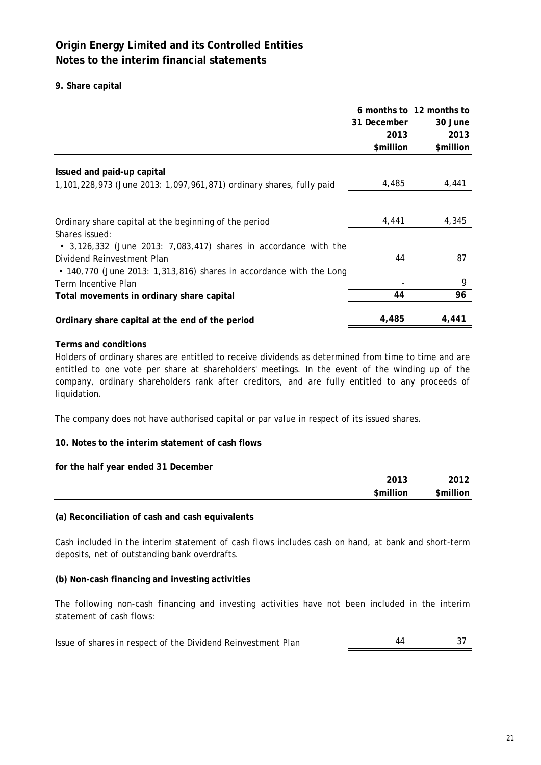# Origin Energy Limited and its Controlled Entities
# Notes to the interim financial statements

## 9. Share capital

| | 6 months to 31 December 2013 $million | 12 months to 30 June 2013 $million |
|---|---|---|
| **Issued and paid-up capital** | | |
| 1,101,228,973 (June 2013: 1,097,961,871) ordinary shares, fully paid | 4,485 | 4,441 |
| | | |
| Ordinary share capital at the beginning of the period | 4,441 | 4,345 |
| Shares issued: | | |
| • 3,126,332 (June 2013: 7,083,417) shares in accordance with the Dividend Reinvestment Plan | 44 | 87 |
| • 140,770 (June 2013: 1,313,816) shares in accordance with the Long Term Incentive Plan | - | 9 |
| **Total movements in ordinary share capital** | **44** | **96** |
| **Ordinary share capital at the end of the period** | **4,485** | **4,441** |

**Terms and conditions**

Holders of ordinary shares are entitled to receive dividends as determined from time to time and are entitled to one vote per share at shareholders' meetings. In the event of the winding up of the company, ordinary shareholders rank after creditors, and are fully entitled to any proceeds of liquidation.

The company does not have authorised capital or par value in respect of its issued shares.

## 10. Notes to the interim statement of cash flows

**for the half year ended 31 December**

| | 2013 $million | 2012 $million |
|---|---|---|

**(a) Reconciliation of cash and cash equivalents**

Cash included in the interim statement of cash flows includes cash on hand, at bank and short-term deposits, net of outstanding bank overdrafts.

**(b) Non-cash financing and investing activities**

The following non-cash financing and investing activities have not been included in the interim statement of cash flows:

| | 2013 $million | 2012 $million |
|---|---|---|
| Issue of shares in respect of the Dividend Reinvestment Plan | 44 | 37 |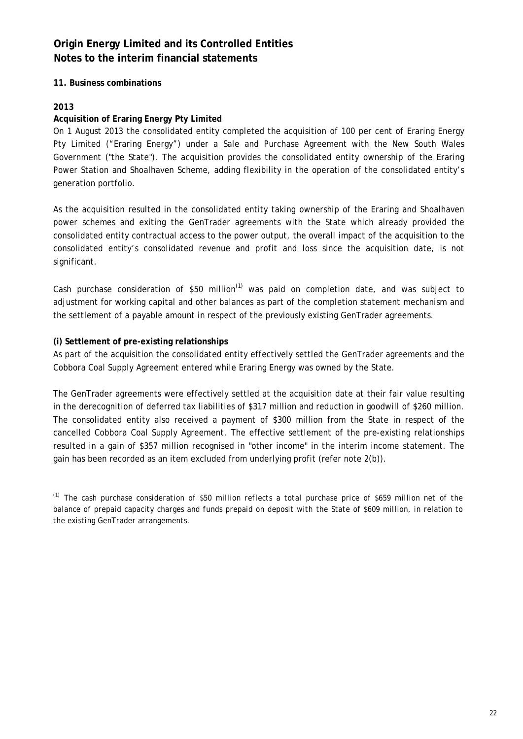**Origin Energy Limited and its Controlled Entities**
**Notes to the interim financial statements**

**11. Business combinations**

**2013**

**Acquisition of Eraring Energy Pty Limited**

On 1 August 2013 the consolidated entity completed the acquisition of 100 per cent of Eraring Energy Pty Limited ("Eraring Energy") under a Sale and Purchase Agreement with the New South Wales Government ("the State"). The acquisition provides the consolidated entity ownership of the Eraring Power Station and Shoalhaven Scheme, adding flexibility in the operation of the consolidated entity's generation portfolio.

As the acquisition resulted in the consolidated entity taking ownership of the Eraring and Shoalhaven power schemes and exiting the GenTrader agreements with the State which already provided the consolidated entity contractual access to the power output, the overall impact of the acquisition to the consolidated entity's consolidated revenue and profit and loss since the acquisition date, is not significant.

Cash purchase consideration of $50 million[1] was paid on completion date, and was subject to adjustment for working capital and other balances as part of the completion statement mechanism and the settlement of a payable amount in respect of the previously existing GenTrader agreements.

**(i) Settlement of pre-existing relationships**

As part of the acquisition the consolidated entity effectively settled the GenTrader agreements and the Cobbora Coal Supply Agreement entered while Eraring Energy was owned by the State.

The GenTrader agreements were effectively settled at the acquisition date at their fair value resulting in the derecognition of deferred tax liabilities of $317 million and reduction in goodwill of $260 million. The consolidated entity also received a payment of $300 million from the State in respect of the cancelled Cobbora Coal Supply Agreement. The effective settlement of the pre-existing relationships resulted in a gain of $357 million recognised in "other income" in the interim income statement. The gain has been recorded as an item excluded from underlying profit (refer note 2(b)).

[1] *The cash purchase consideration of $50 million reflects a total purchase price of $659 million net of the balance of prepaid capacity charges and funds prepaid on deposit with the State of $609 million, in relation to the existing GenTrader arrangements.*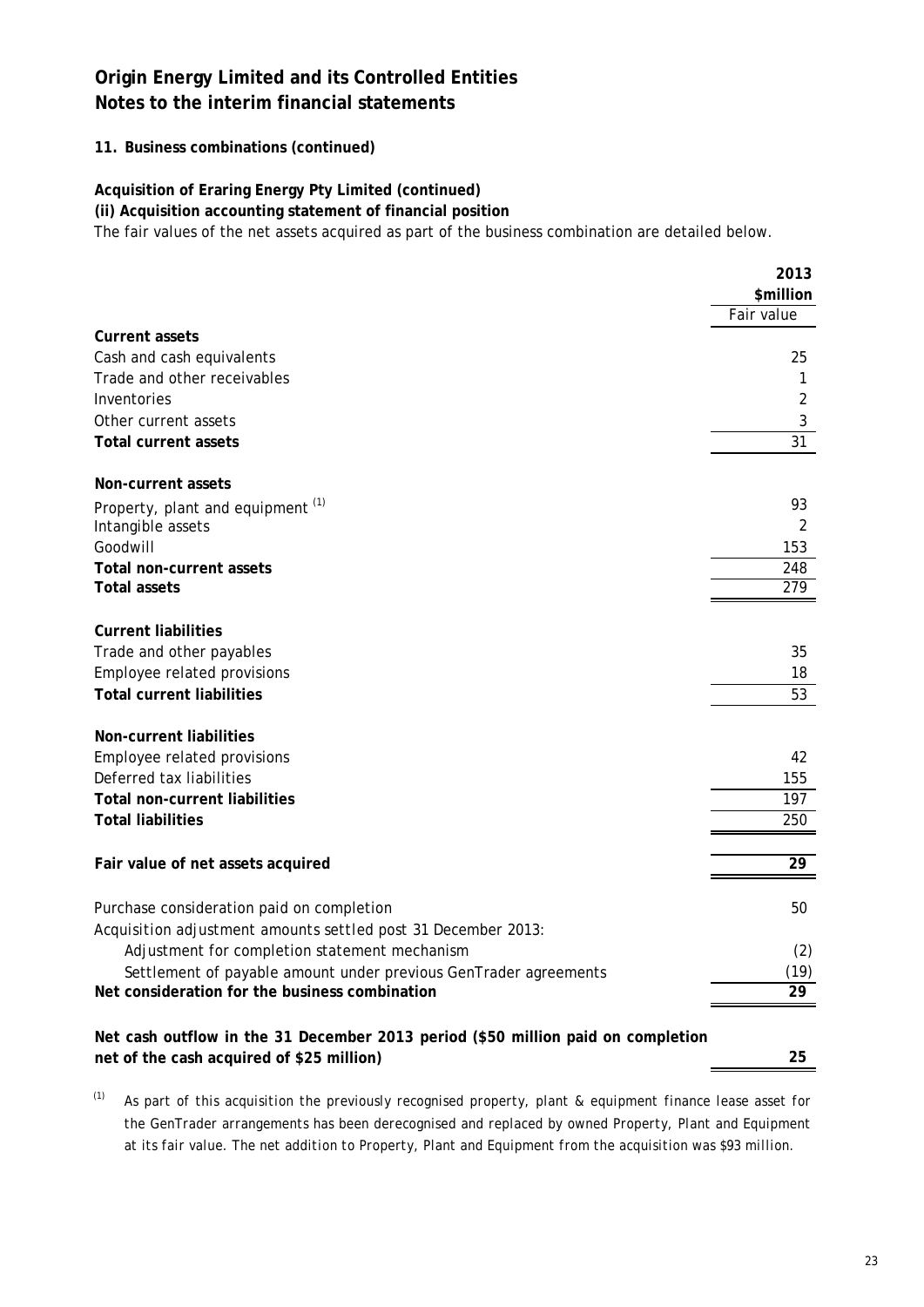# Origin Energy Limited and its Controlled Entities
## Notes to the interim financial statements

### 11. Business combinations (continued)

**Acquisition of Eraring Energy Pty Limited (continued)**
**(ii) Acquisition accounting statement of financial position**

The fair values of the net assets acquired as part of the business combination are detailed below.

| | 2013 $million Fair value |
|---|---|
| **Current assets** | |
| Cash and cash equivalents | 25 |
| Trade and other receivables | 1 |
| Inventories | 2 |
| Other current assets | 3 |
| **Total current assets** | 31 |
| | |
| **Non-current assets** | |
| Property, plant and equipment [(1)] | 93 |
| Intangible assets | 2 |
| Goodwill | 153 |
| **Total non-current assets** | 248 |
| **Total assets** | 279 |
| | |
| **Current liabilities** | |
| Trade and other payables | 35 |
| Employee related provisions | 18 |
| **Total current liabilities** | 53 |
| | |
| **Non-current liabilities** | |
| Employee related provisions | 42 |
| Deferred tax liabilities | 155 |
| **Total non-current liabilities** | 197 |
| **Total liabilities** | 250 |
| | |
| **Fair value of net assets acquired** | 29 |
| | |
| Purchase consideration paid on completion | 50 |
| *Acquisition adjustment amounts settled post 31 December 2013:* | |
| Adjustment for completion statement mechanism | (2) |
| Settlement of payable amount under previous GenTrader agreements | (19) |
| **Net consideration for the business combination** | 29 |
| | |
| **Net cash outflow in the 31 December 2013 period ($50 million paid on completion net of the cash acquired of $25 million)** | 25 |

[(1)] *As part of this acquisition the previously recognised property, plant & equipment finance lease asset for the GenTrader arrangements has been derecognised and replaced by owned Property, Plant and Equipment at its fair value. The net addition to Property, Plant and Equipment from the acquisition was $93 million.*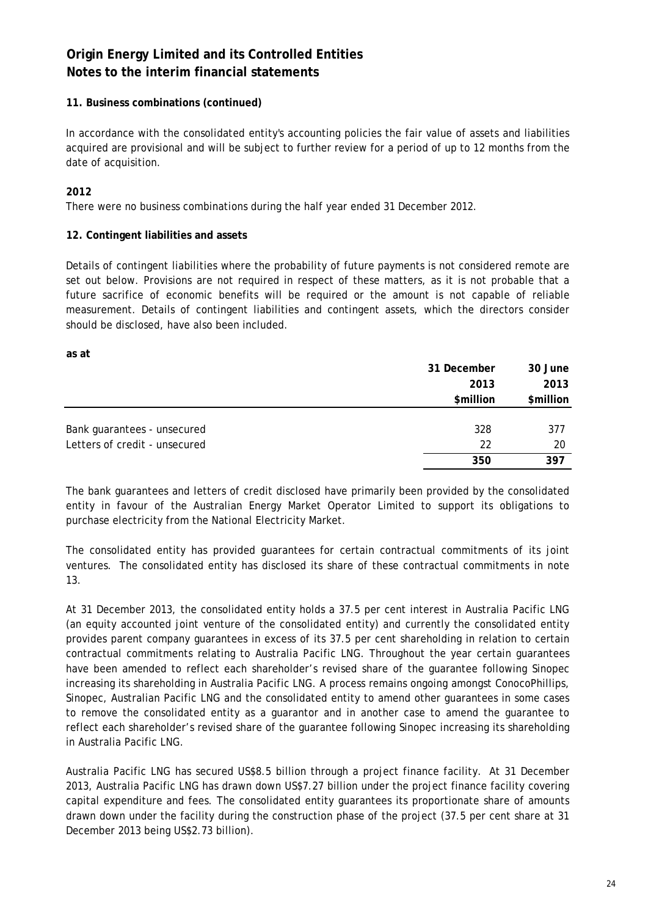# Origin Energy Limited and its Controlled Entities
## Notes to the interim financial statements

**11. Business combinations (continued)**

In accordance with the consolidated entity's accounting policies the fair value of assets and liabilities acquired are provisional and will be subject to further review for a period of up to 12 months from the date of acquisition.

**2012**

There were no business combinations during the half year ended 31 December 2012.

**12. Contingent liabilities and assets**

Details of contingent liabilities where the probability of future payments is not considered remote are set out below. Provisions are not required in respect of these matters, as it is not probable that a future sacrifice of economic benefits will be required or the amount is not capable of reliable measurement. Details of contingent liabilities and contingent assets, which the directors consider should be disclosed, have also been included.

**as at**

| | 31 December 2013 $million | 30 June 2013 $million |
|---|---|---|
| Bank guarantees - unsecured | 328 | 377 |
| Letters of credit - unsecured | 22 | 20 |
| | **350** | **397** |

The bank guarantees and letters of credit disclosed have primarily been provided by the consolidated entity in favour of the Australian Energy Market Operator Limited to support its obligations to purchase electricity from the National Electricity Market.

The consolidated entity has provided guarantees for certain contractual commitments of its joint ventures. The consolidated entity has disclosed its share of these contractual commitments in note 13.

At 31 December 2013, the consolidated entity holds a 37.5 per cent interest in Australia Pacific LNG (an equity accounted joint venture of the consolidated entity) and currently the consolidated entity provides parent company guarantees in excess of its 37.5 per cent shareholding in relation to certain contractual commitments relating to Australia Pacific LNG. Throughout the year certain guarantees have been amended to reflect each shareholder's revised share of the guarantee following Sinopec increasing its shareholding in Australia Pacific LNG. A process remains ongoing amongst ConocoPhillips, Sinopec, Australian Pacific LNG and the consolidated entity to amend other guarantees in some cases to remove the consolidated entity as a guarantor and in another case to amend the guarantee to reflect each shareholder's revised share of the guarantee following Sinopec increasing its shareholding in Australia Pacific LNG.

Australia Pacific LNG has secured US$8.5 billion through a project finance facility. At 31 December 2013, Australia Pacific LNG has drawn down US$7.27 billion under the project finance facility covering capital expenditure and fees. The consolidated entity guarantees its proportionate share of amounts drawn down under the facility during the construction phase of the project (37.5 per cent share at 31 December 2013 being US$2.73 billion).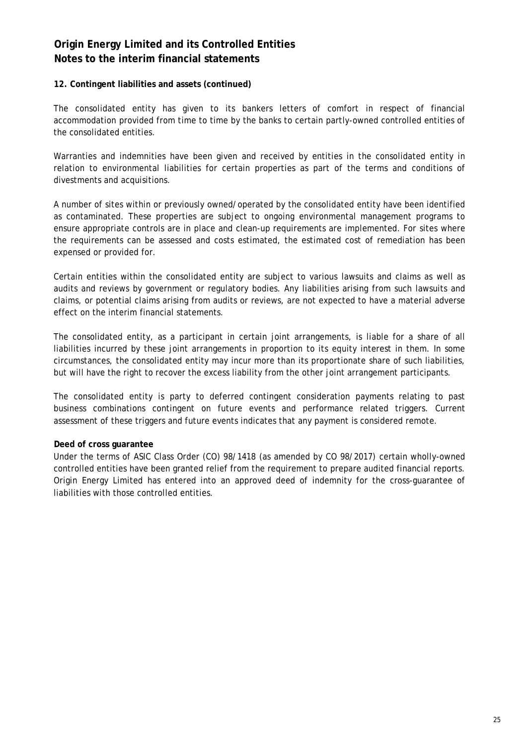# Origin Energy Limited and its Controlled Entities
# Notes to the interim financial statements

**12. Contingent liabilities and assets (continued)**

The consolidated entity has given to its bankers letters of comfort in respect of financial accommodation provided from time to time by the banks to certain partly-owned controlled entities of the consolidated entities.

Warranties and indemnities have been given and received by entities in the consolidated entity in relation to environmental liabilities for certain properties as part of the terms and conditions of divestments and acquisitions.

A number of sites within or previously owned/operated by the consolidated entity have been identified as contaminated. These properties are subject to ongoing environmental management programs to ensure appropriate controls are in place and clean-up requirements are implemented. For sites where the requirements can be assessed and costs estimated, the estimated cost of remediation has been expensed or provided for.

Certain entities within the consolidated entity are subject to various lawsuits and claims as well as audits and reviews by government or regulatory bodies. Any liabilities arising from such lawsuits and claims, or potential claims arising from audits or reviews, are not expected to have a material adverse effect on the interim financial statements.

The consolidated entity, as a participant in certain joint arrangements, is liable for a share of all liabilities incurred by these joint arrangements in proportion to its equity interest in them. In some circumstances, the consolidated entity may incur more than its proportionate share of such liabilities, but will have the right to recover the excess liability from the other joint arrangement participants.

The consolidated entity is party to deferred contingent consideration payments relating to past business combinations contingent on future events and performance related triggers. Current assessment of these triggers and future events indicates that any payment is considered remote.

**Deed of cross guarantee**

Under the terms of ASIC Class Order (CO) 98/1418 (as amended by CO 98/2017) certain wholly-owned controlled entities have been granted relief from the requirement to prepare audited financial reports. Origin Energy Limited has entered into an approved deed of indemnity for the cross-guarantee of liabilities with those controlled entities.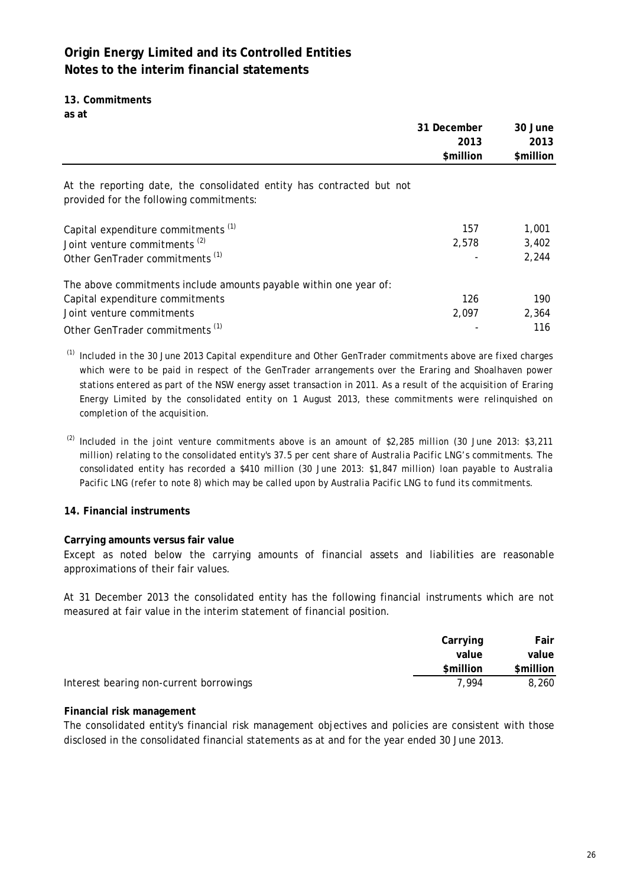# Origin Energy Limited and its Controlled Entities
# Notes to the interim financial statements

## 13. Commitments

**as at**

| | 31 December 2013 $million | 30 June 2013 $million |
|---|---|---|
| At the reporting date, the consolidated entity has contracted but not provided for the following commitments: | | |
| Capital expenditure commitments [(1)] | 157 | 1,001 |
| Joint venture commitments [(2)] | 2,578 | 3,402 |
| Other GenTrader commitments [(1)] | - | 2,244 |
| The above commitments include amounts payable within one year of: | | |
| Capital expenditure commitments | 126 | 190 |
| Joint venture commitments | 2,097 | 2,364 |
| Other GenTrader commitments [(1)] | - | 116 |

[(1)] Included in the 30 June 2013 Capital expenditure and Other GenTrader commitments above are fixed charges which were to be paid in respect of the GenTrader arrangements over the Eraring and Shoalhaven power stations entered as part of the NSW energy asset transaction in 2011. As a result of the acquisition of Eraring Energy Limited by the consolidated entity on 1 August 2013, these commitments were relinquished on completion of the acquisition.

[(2)] Included in the joint venture commitments above is an amount of $2,285 million (30 June 2013: $3,211 million) relating to the consolidated entity's 37.5 per cent share of Australia Pacific LNG's commitments. The consolidated entity has recorded a $410 million (30 June 2013: $1,847 million) loan payable to Australia Pacific LNG (refer to note 8) which may be called upon by Australia Pacific LNG to fund its commitments.

## 14. Financial instruments

**Carrying amounts versus fair value**

Except as noted below the carrying amounts of financial assets and liabilities are reasonable approximations of their fair values.

At 31 December 2013 the consolidated entity has the following financial instruments which are not measured at fair value in the interim statement of financial position.

| | Carrying value $million | Fair value $million |
|---|---|---|
| Interest bearing non-current borrowings | 7,994 | 8,260 |

**Financial risk management**

The consolidated entity's financial risk management objectives and policies are consistent with those disclosed in the consolidated financial statements as at and for the year ended 30 June 2013.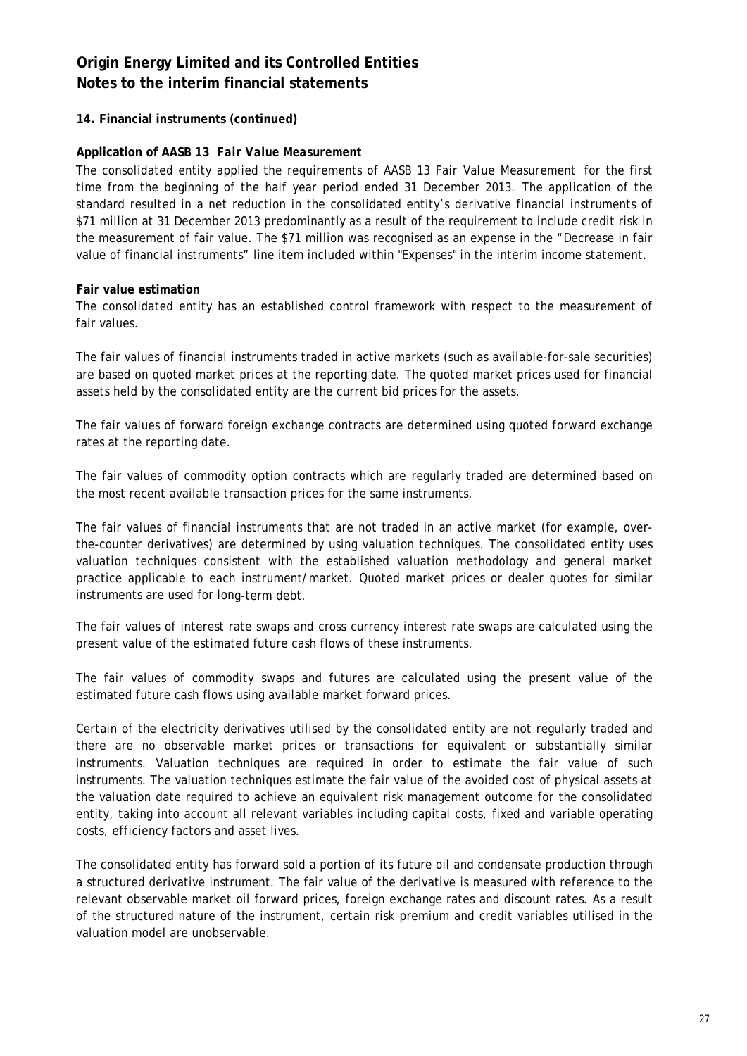# Origin Energy Limited and its Controlled Entities
# Notes to the interim financial statements

**14. Financial instruments (continued)**

***Application of AASB 13 Fair Value Measurement***

The consolidated entity applied the requirements of AASB 13 Fair Value Measurement for the first time from the beginning of the half year period ended 31 December 2013. The application of the standard resulted in a net reduction in the consolidated entity's derivative financial instruments of $71 million at 31 December 2013 predominantly as a result of the requirement to include credit risk in the measurement of fair value. The $71 million was recognised as an expense in the "Decrease in fair value of financial instruments" line item included within "Expenses" in the interim income statement.

**Fair value estimation**

The consolidated entity has an established control framework with respect to the measurement of fair values.

The fair values of financial instruments traded in active markets (such as available-for-sale securities) are based on quoted market prices at the reporting date. The quoted market prices used for financial assets held by the consolidated entity are the current bid prices for the assets.

The fair values of forward foreign exchange contracts are determined using quoted forward exchange rates at the reporting date.

The fair values of commodity option contracts which are regularly traded are determined based on the most recent available transaction prices for the same instruments.

The fair values of financial instruments that are not traded in an active market (for example, over-the-counter derivatives) are determined by using valuation techniques. The consolidated entity uses valuation techniques consistent with the established valuation methodology and general market practice applicable to each instrument/market. Quoted market prices or dealer quotes for similar instruments are used for long-term debt.

The fair values of interest rate swaps and cross currency interest rate swaps are calculated using the present value of the estimated future cash flows of these instruments.

The fair values of commodity swaps and futures are calculated using the present value of the estimated future cash flows using available market forward prices.

Certain of the electricity derivatives utilised by the consolidated entity are not regularly traded and there are no observable market prices or transactions for equivalent or substantially similar instruments. Valuation techniques are required in order to estimate the fair value of such instruments. The valuation techniques estimate the fair value of the avoided cost of physical assets at the valuation date required to achieve an equivalent risk management outcome for the consolidated entity, taking into account all relevant variables including capital costs, fixed and variable operating costs, efficiency factors and asset lives.

The consolidated entity has forward sold a portion of its future oil and condensate production through a structured derivative instrument. The fair value of the derivative is measured with reference to the relevant observable market oil forward prices, foreign exchange rates and discount rates. As a result of the structured nature of the instrument, certain risk premium and credit variables utilised in the valuation model are unobservable.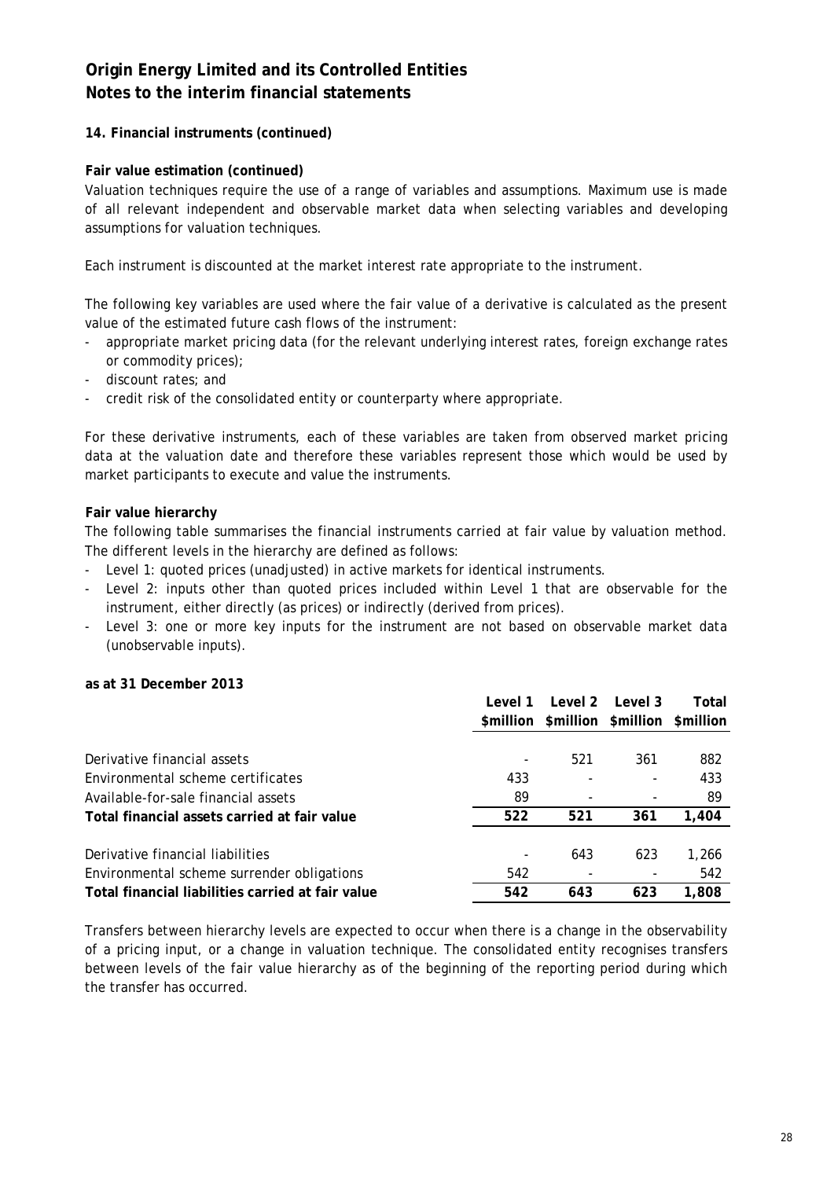# Origin Energy Limited and its Controlled Entities
# Notes to the interim financial statements

**14. Financial instruments (continued)**

**Fair value estimation (continued)**

Valuation techniques require the use of a range of variables and assumptions. Maximum use is made of all relevant independent and observable market data when selecting variables and developing assumptions for valuation techniques.

Each instrument is discounted at the market interest rate appropriate to the instrument.

The following key variables are used where the fair value of a derivative is calculated as the present value of the estimated future cash flows of the instrument:

- appropriate market pricing data (for the relevant underlying interest rates, foreign exchange rates or commodity prices);
- discount rates; and
- credit risk of the consolidated entity or counterparty where appropriate.

For these derivative instruments, each of these variables are taken from observed market pricing data at the valuation date and therefore these variables represent those which would be used by market participants to execute and value the instruments.

**Fair value hierarchy**

The following table summarises the financial instruments carried at fair value by valuation method. The different levels in the hierarchy are defined as follows:

- Level 1: quoted prices (unadjusted) in active markets for identical instruments.
- Level 2: inputs other than quoted prices included within Level 1 that are observable for the instrument, either directly (as prices) or indirectly (derived from prices).
- Level 3: one or more key inputs for the instrument are not based on observable market data (unobservable inputs).

**as at 31 December 2013**

| | Level 1 $million | Level 2 $million | Level 3 $million | Total $million |
|---|---|---|---|---|
| Derivative financial assets | - | 521 | 361 | 882 |
| Environmental scheme certificates | 433 | - | - | 433 |
| Available-for-sale financial assets | 89 | - | - | 89 |
| **Total financial assets carried at fair value** | **522** | **521** | **361** | **1,404** |
| Derivative financial liabilities | - | 643 | 623 | 1,266 |
| Environmental scheme surrender obligations | 542 | - | - | 542 |
| **Total financial liabilities carried at fair value** | **542** | **643** | **623** | **1,808** |

Transfers between hierarchy levels are expected to occur when there is a change in the observability of a pricing input, or a change in valuation technique. The consolidated entity recognises transfers between levels of the fair value hierarchy as of the beginning of the reporting period during which the transfer has occurred.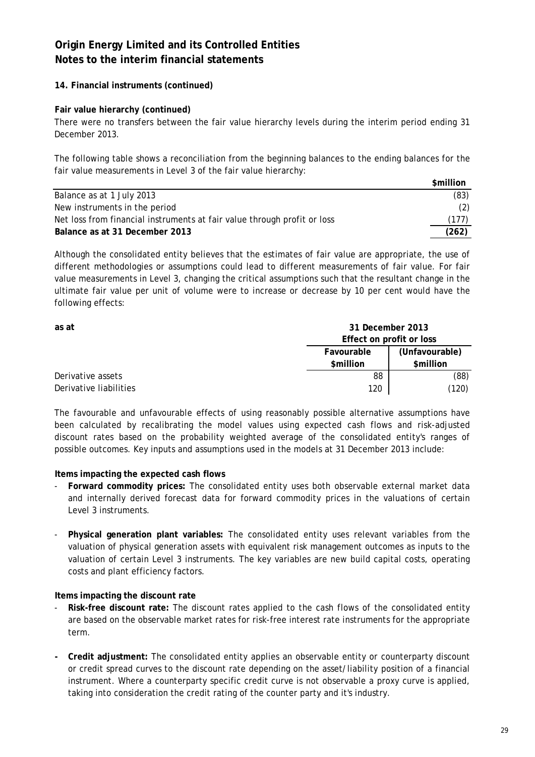# Origin Energy Limited and its Controlled Entities
# Notes to the interim financial statements

**14. Financial instruments (continued)**

**Fair value hierarchy (continued)**

There were no transfers between the fair value hierarchy levels during the interim period ending 31 December 2013.

The following table shows a reconciliation from the beginning balances to the ending balances for the fair value measurements in Level 3 of the fair value hierarchy:

| | $million |
|---|---|
| Balance as at 1 July 2013 | (83) |
| New instruments in the period | (2) |
| Net loss from financial instruments at fair value through profit or loss | (177) |
| **Balance as at 31 December 2013** | **(262)** |

Although the consolidated entity believes that the estimates of fair value are appropriate, the use of different methodologies or assumptions could lead to different measurements of fair value. For fair value measurements in Level 3, changing the critical assumptions such that the resultant change in the ultimate fair value per unit of volume were to increase or decrease by 10 per cent would have the following effects:

| as at | 31 December 2013 Effect on profit or loss | |
|---|---|---|
| | Favourable $million | (Unfavourable) $million |
| Derivative assets | 88 | (88) |
| Derivative liabilities | 120 | (120) |

The favourable and unfavourable effects of using reasonably possible alternative assumptions have been calculated by recalibrating the model values using expected cash flows and risk-adjusted discount rates based on the probability weighted average of the consolidated entity's ranges of possible outcomes. Key inputs and assumptions used in the models at 31 December 2013 include:

**Items impacting the expected cash flows**

- **Forward commodity prices:** The consolidated entity uses both observable external market data and internally derived forecast data for forward commodity prices in the valuations of certain Level 3 instruments.
- **Physical generation plant variables:** The consolidated entity uses relevant variables from the valuation of physical generation assets with equivalent risk management outcomes as inputs to the valuation of certain Level 3 instruments. The key variables are new build capital costs, operating costs and plant efficiency factors.

**Items impacting the discount rate**

- **Risk-free discount rate:** The discount rates applied to the cash flows of the consolidated entity are based on the observable market rates for risk-free interest rate instruments for the appropriate term.
- **Credit adjustment:** The consolidated entity applies an observable entity or counterparty discount or credit spread curves to the discount rate depending on the asset/liability position of a financial instrument. Where a counterparty specific credit curve is not observable a proxy curve is applied, taking into consideration the credit rating of the counter party and it's industry.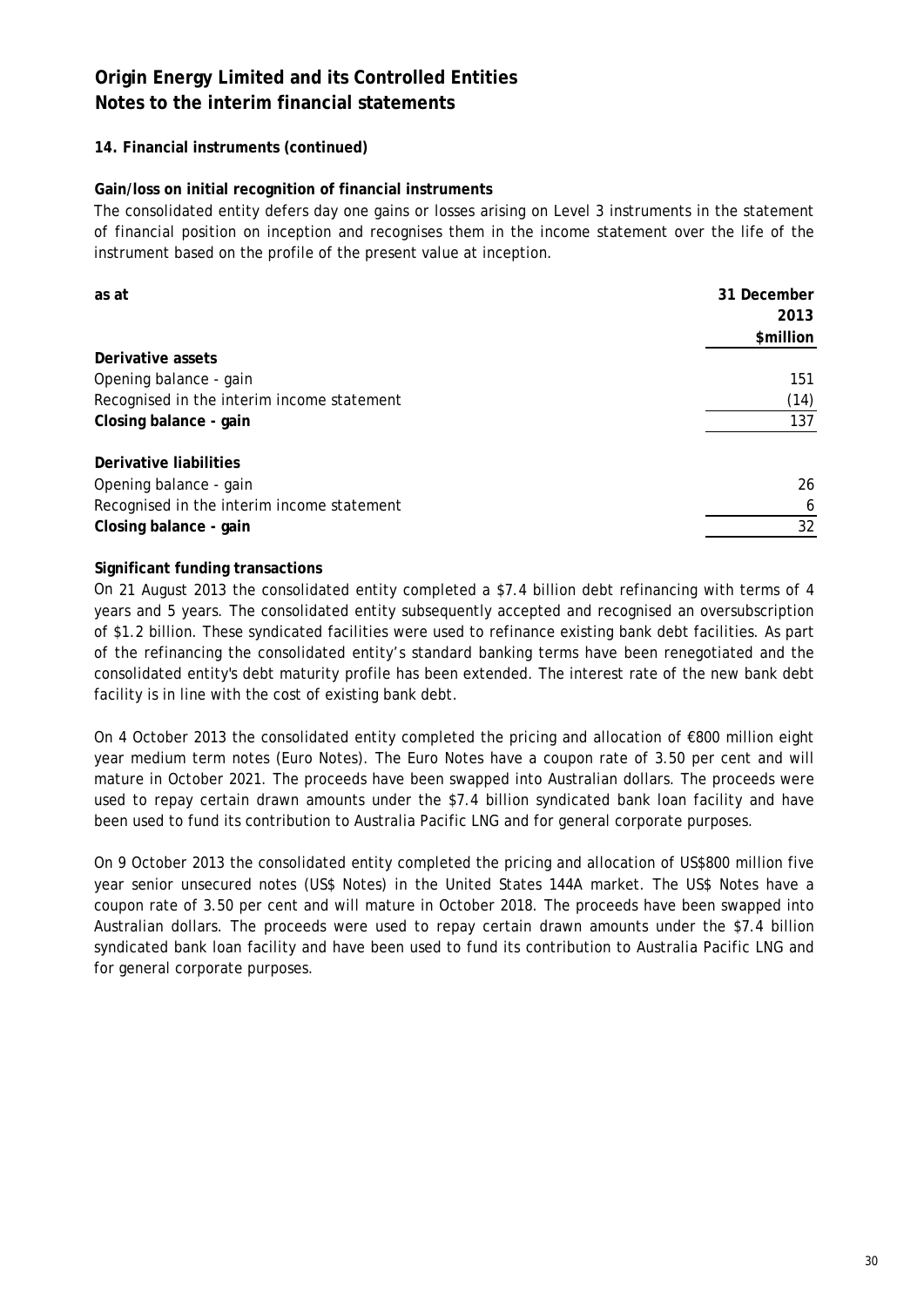# Origin Energy Limited and its Controlled Entities
# Notes to the interim financial statements

### 14. Financial instruments (continued)

**Gain/loss on initial recognition of financial instruments**

The consolidated entity defers day one gains or losses arising on Level 3 instruments in the statement of financial position on inception and recognises them in the income statement over the life of the instrument based on the profile of the present value at inception.

| as at | 31 December 2013 $million |
|---|---|
| **Derivative assets** | |
| Opening balance - gain | 151 |
| Recognised in the interim income statement | (14) |
| **Closing balance - gain** | 137 |
| | |
| **Derivative liabilities** | |
| Opening balance - gain | 26 |
| Recognised in the interim income statement | 6 |
| **Closing balance - gain** | 32 |

**Significant funding transactions**

On 21 August 2013 the consolidated entity completed a $7.4 billion debt refinancing with terms of 4 years and 5 years. The consolidated entity subsequently accepted and recognised an oversubscription of $1.2 billion. These syndicated facilities were used to refinance existing bank debt facilities. As part of the refinancing the consolidated entity's standard banking terms have been renegotiated and the consolidated entity's debt maturity profile has been extended. The interest rate of the new bank debt facility is in line with the cost of existing bank debt.

On 4 October 2013 the consolidated entity completed the pricing and allocation of €800 million eight year medium term notes (Euro Notes). The Euro Notes have a coupon rate of 3.50 per cent and will mature in October 2021. The proceeds have been swapped into Australian dollars. The proceeds were used to repay certain drawn amounts under the $7.4 billion syndicated bank loan facility and have been used to fund its contribution to Australia Pacific LNG and for general corporate purposes.

On 9 October 2013 the consolidated entity completed the pricing and allocation of US$800 million five year senior unsecured notes (US$ Notes) in the United States 144A market. The US$ Notes have a coupon rate of 3.50 per cent and will mature in October 2018. The proceeds have been swapped into Australian dollars. The proceeds were used to repay certain drawn amounts under the $7.4 billion syndicated bank loan facility and have been used to fund its contribution to Australia Pacific LNG and for general corporate purposes.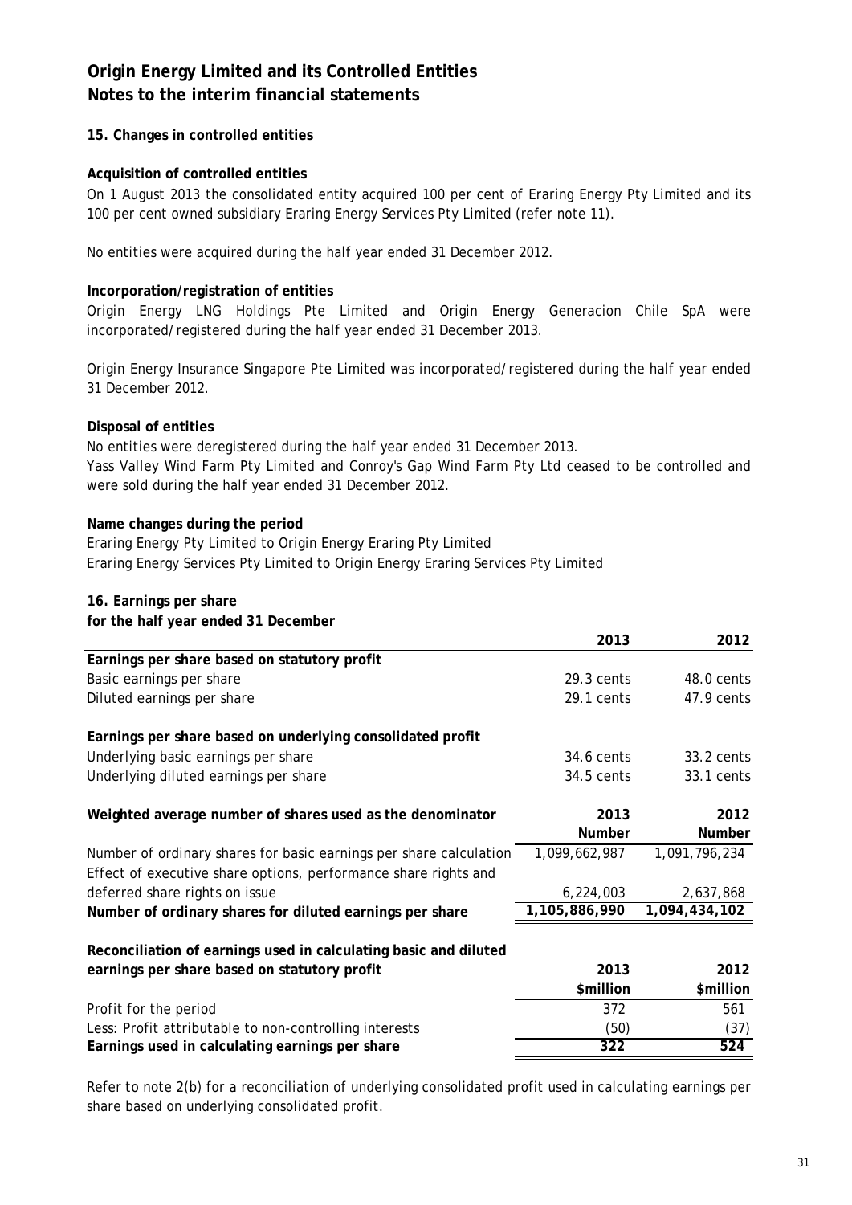# Origin Energy Limited and its Controlled Entities
# Notes to the interim financial statements

## 15. Changes in controlled entities

**Acquisition of controlled entities**

On 1 August 2013 the consolidated entity acquired 100 per cent of Eraring Energy Pty Limited and its 100 per cent owned subsidiary Eraring Energy Services Pty Limited (refer note 11).

No entities were acquired during the half year ended 31 December 2012.

**Incorporation/registration of entities**

Origin Energy LNG Holdings Pte Limited and Origin Energy Generacion Chile SpA were incorporated/registered during the half year ended 31 December 2013.

Origin Energy Insurance Singapore Pte Limited was incorporated/registered during the half year ended 31 December 2012.

**Disposal of entities**

No entities were deregistered during the half year ended 31 December 2013.
Yass Valley Wind Farm Pty Limited and Conroy's Gap Wind Farm Pty Ltd ceased to be controlled and were sold during the half year ended 31 December 2012.

**Name changes during the period**

Eraring Energy Pty Limited to Origin Energy Eraring Pty Limited
Eraring Energy Services Pty Limited to Origin Energy Eraring Services Pty Limited

## 16. Earnings per share
**for the half year ended 31 December**

| | 2013 | 2012 |
|---|---|---|
| **Earnings per share based on statutory profit** | | |
| Basic earnings per share | 29.3 cents | 48.0 cents |
| Diluted earnings per share | 29.1 cents | 47.9 cents |
| **Earnings per share based on underlying consolidated profit** | | |
| Underlying basic earnings per share | 34.6 cents | 33.2 cents |
| Underlying diluted earnings per share | 34.5 cents | 33.1 cents |

| **Weighted average number of shares used as the denominator** | **2013 Number** | **2012 Number** |
|---|---|---|
| Number of ordinary shares for basic earnings per share calculation | 1,099,662,987 | 1,091,796,234 |
| Effect of executive share options, performance share rights and deferred share rights on issue | 6,224,003 | 2,637,868 |
| **Number of ordinary shares for diluted earnings per share** | **1,105,886,990** | **1,094,434,102** |

| **Reconciliation of earnings used in calculating basic and diluted earnings per share based on statutory profit** | **2013 $million** | **2012 $million** |
|---|---|---|
| Profit for the period | 372 | 561 |
| Less: Profit attributable to non-controlling interests | (50) | (37) |
| **Earnings used in calculating earnings per share** | **322** | **524** |

Refer to note 2(b) for a reconciliation of underlying consolidated profit used in calculating earnings per share based on underlying consolidated profit.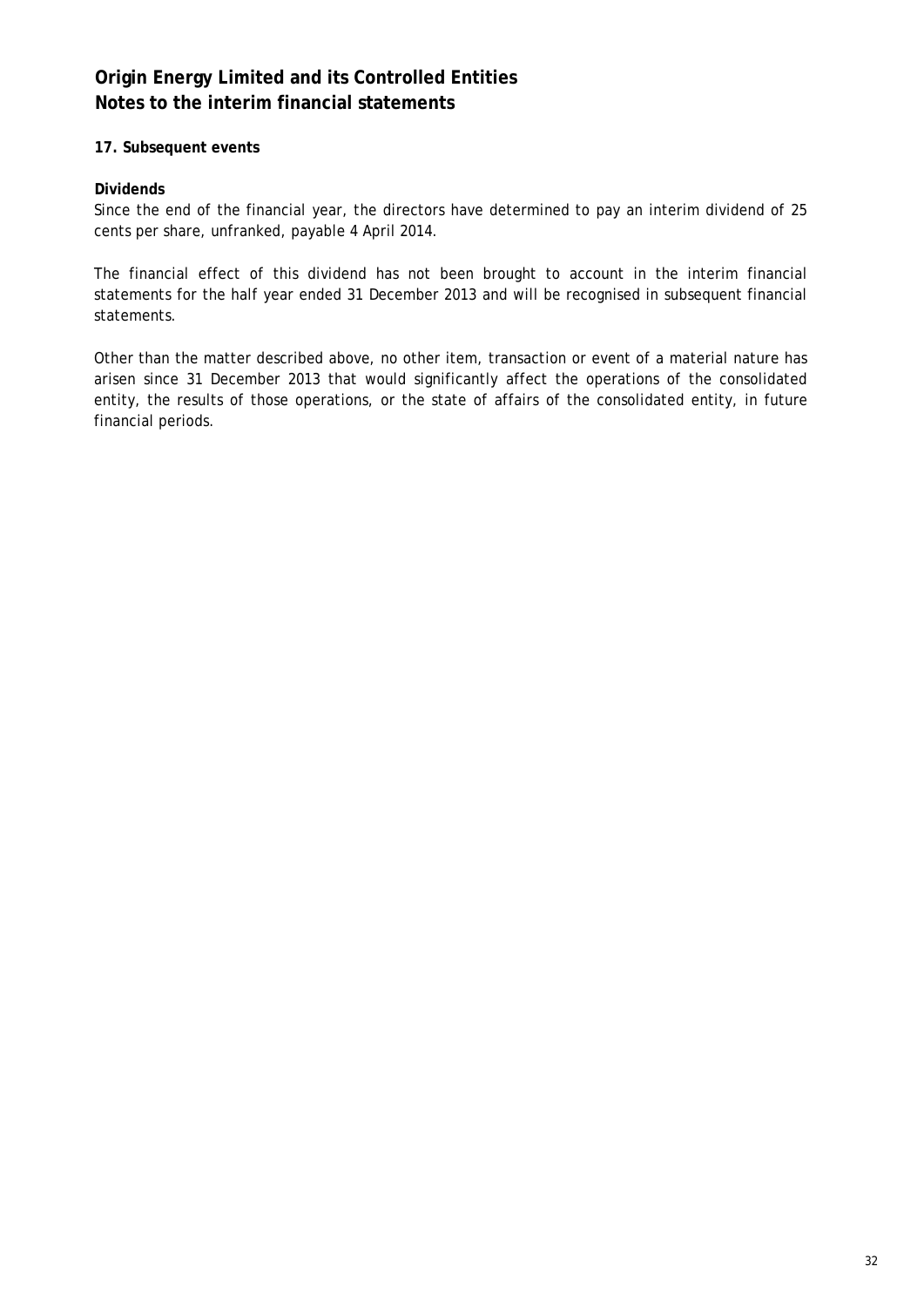# Origin Energy Limited and its Controlled Entities
## Notes to the interim financial statements

### 17. Subsequent events

**Dividends**

Since the end of the financial year, the directors have determined to pay an interim dividend of 25 cents per share, unfranked, payable 4 April 2014.

The financial effect of this dividend has not been brought to account in the interim financial statements for the half year ended 31 December 2013 and will be recognised in subsequent financial statements.

Other than the matter described above, no other item, transaction or event of a material nature has arisen since 31 December 2013 that would significantly affect the operations of the consolidated entity, the results of those operations, or the state of affairs of the consolidated entity, in future financial periods.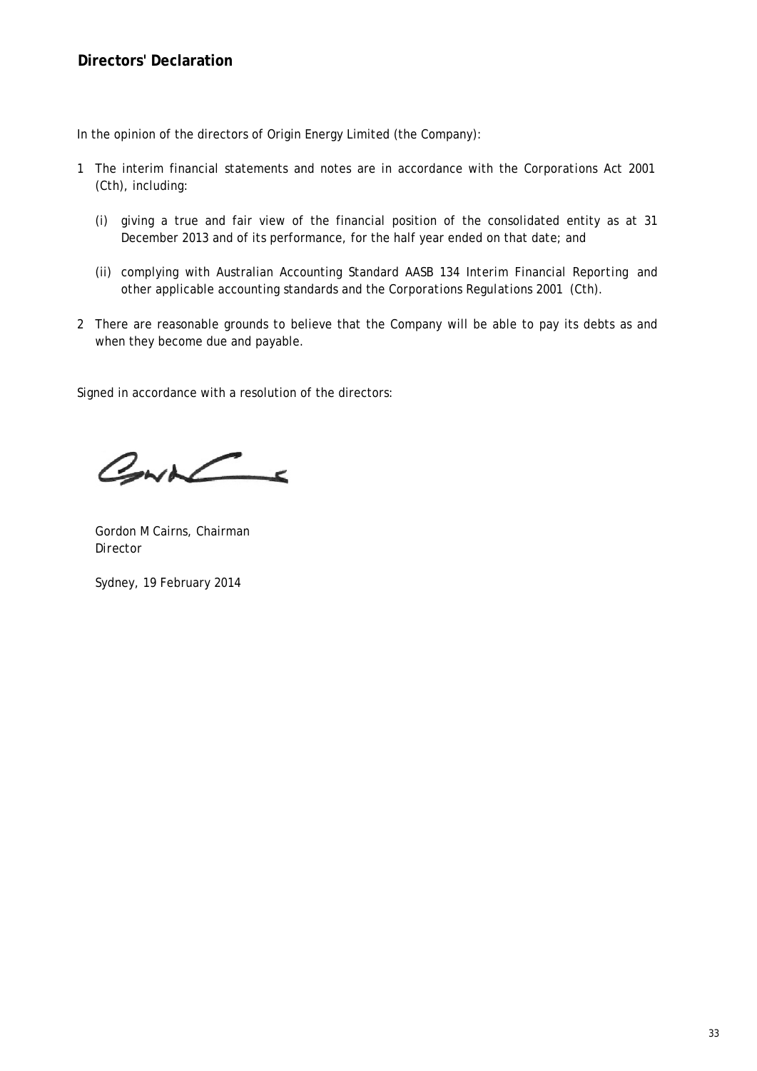## Directors' Declaration

In the opinion of the directors of Origin Energy Limited (the Company):

1 The interim financial statements and notes are in accordance with the *Corporations Act 2001* (Cth), including:

   (i) giving a true and fair view of the financial position of the consolidated entity as at 31 December 2013 and of its performance, for the half year ended on that date; and

   (ii) complying with Australian Accounting Standard AASB 134 *Interim Financial Reporting* and other applicable accounting standards and the *Corporations Regulations 2001* (Cth).

2 There are reasonable grounds to believe that the Company will be able to pay its debts as and when they become due and payable.

Signed in accordance with a resolution of the directors:

Gordon M Cairns, Chairman
Director

Sydney, 19 February 2014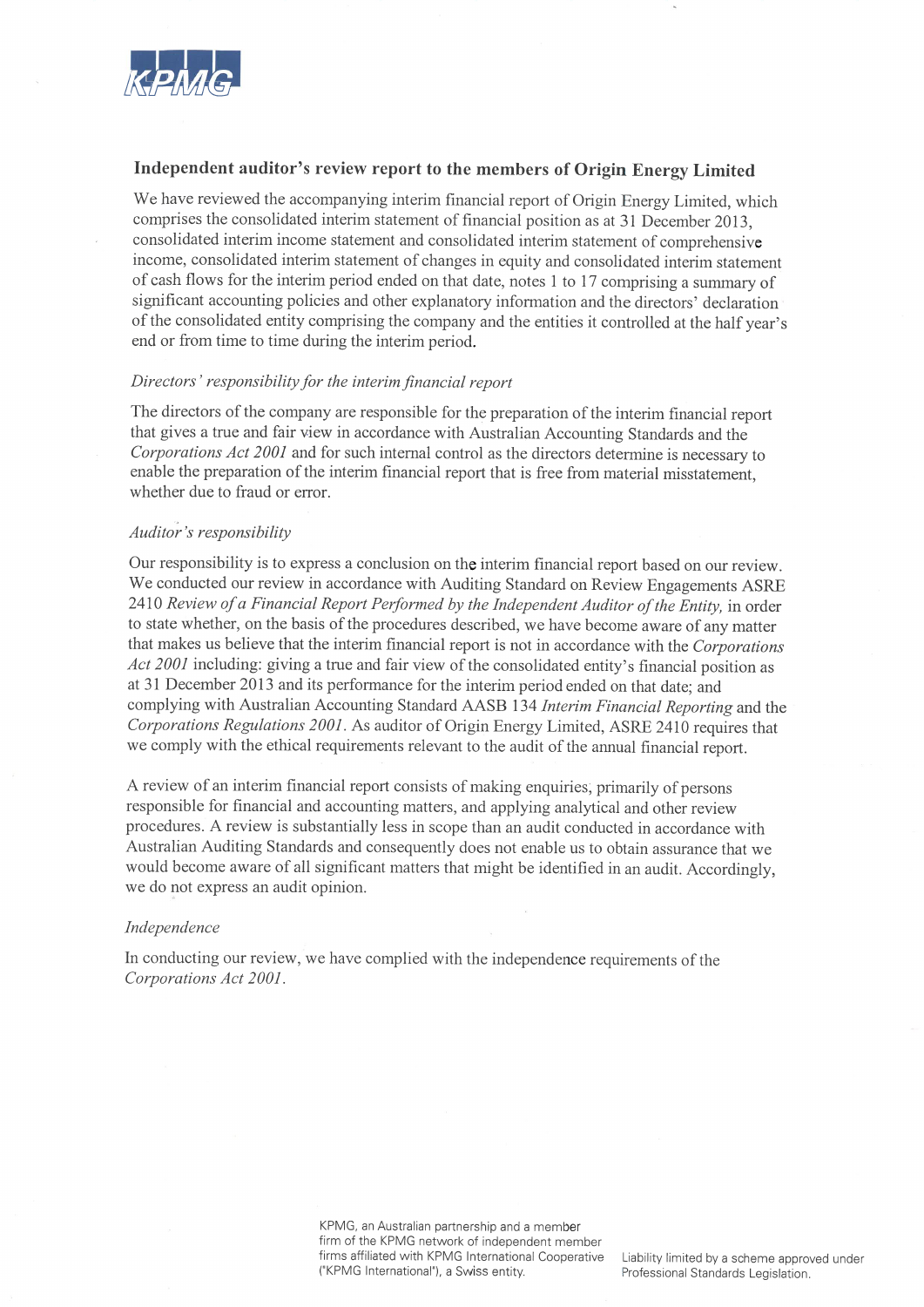## Independent auditor's review report to the members of Origin Energy Limited

We have reviewed the accompanying interim financial report of Origin Energy Limited, which comprises the consolidated interim statement of financial position as at 31 December 2013, consolidated interim income statement and consolidated interim statement of comprehensive income, consolidated interim statement of changes in equity and consolidated interim statement of cash flows for the interim period ended on that date, notes 1 to 17 comprising a summary of significant accounting policies and other explanatory information and the directors' declaration of the consolidated entity comprising the company and the entities it controlled at the half year's end or from time to time during the interim period.

### *Directors' responsibility for the interim financial report*

The directors of the company are responsible for the preparation of the interim financial report that gives a true and fair view in accordance with Australian Accounting Standards and the *Corporations Act 2001* and for such internal control as the directors determine is necessary to enable the preparation of the interim financial report that is free from material misstatement, whether due to fraud or error.

### *Auditor's responsibility*

Our responsibility is to express a conclusion on the interim financial report based on our review. We conducted our review in accordance with Auditing Standard on Review Engagements ASRE 2410 *Review of a Financial Report Performed by the Independent Auditor of the Entity,* in order to state whether, on the basis of the procedures described, we have become aware of any matter that makes us believe that the interim financial report is not in accordance with the *Corporations Act 2001* including: giving a true and fair view of the consolidated entity's financial position as at 31 December 2013 and its performance for the interim period ended on that date; and complying with Australian Accounting Standard AASB 134 *Interim Financial Reporting* and the *Corporations Regulations 2001.* As auditor of Origin Energy Limited, ASRE 2410 requires that we comply with the ethical requirements relevant to the audit of the annual financial report.

A review of an interim financial report consists of making enquiries, primarily of persons responsible for financial and accounting matters, and applying analytical and other review procedures. A review is substantially less in scope than an audit conducted in accordance with Australian Auditing Standards and consequently does not enable us to obtain assurance that we would become aware of all significant matters that might be identified in an audit. Accordingly, we do not express an audit opinion.

### *Independence*

In conducting our review, we have complied with the independence requirements of the *Corporations Act 2001.*

KPMG, an Australian partnership and a member firm of the KPMG network of independent member firms affiliated with KPMG International Cooperative ("KPMG International"), a Swiss entity.

Liability limited by a scheme approved under Professional Standards Legislation.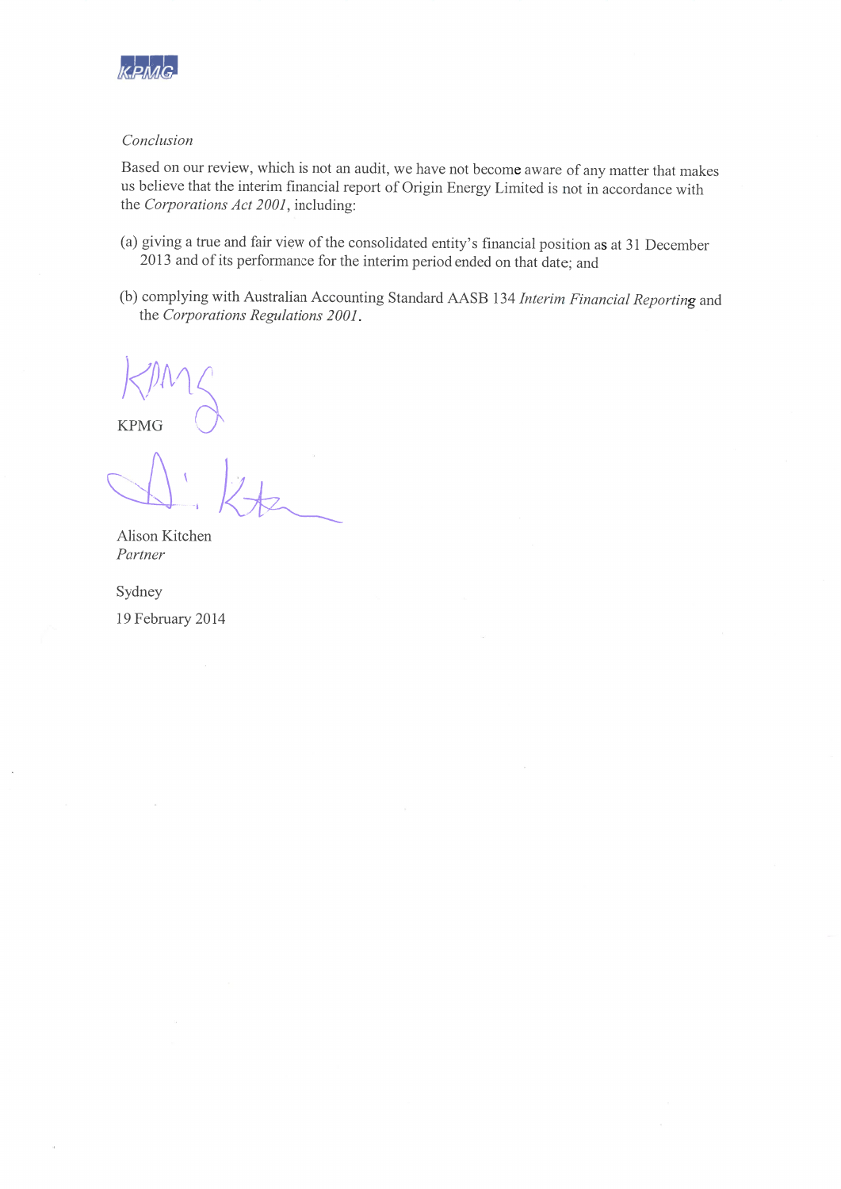*Conclusion*

Based on our review, which is not an audit, we have not become aware of any matter that makes us believe that the interim financial report of Origin Energy Limited is not in accordance with the *Corporations Act 2001*, including:

(a) giving a true and fair view of the consolidated entity's financial position as at 31 December 2013 and of its performance for the interim period ended on that date; and

(b) complying with Australian Accounting Standard AASB 134 *Interim Financial Reporting* and the *Corporations Regulations 2001*.

KPMG

Alison Kitchen
*Partner*

Sydney
19 February 2014